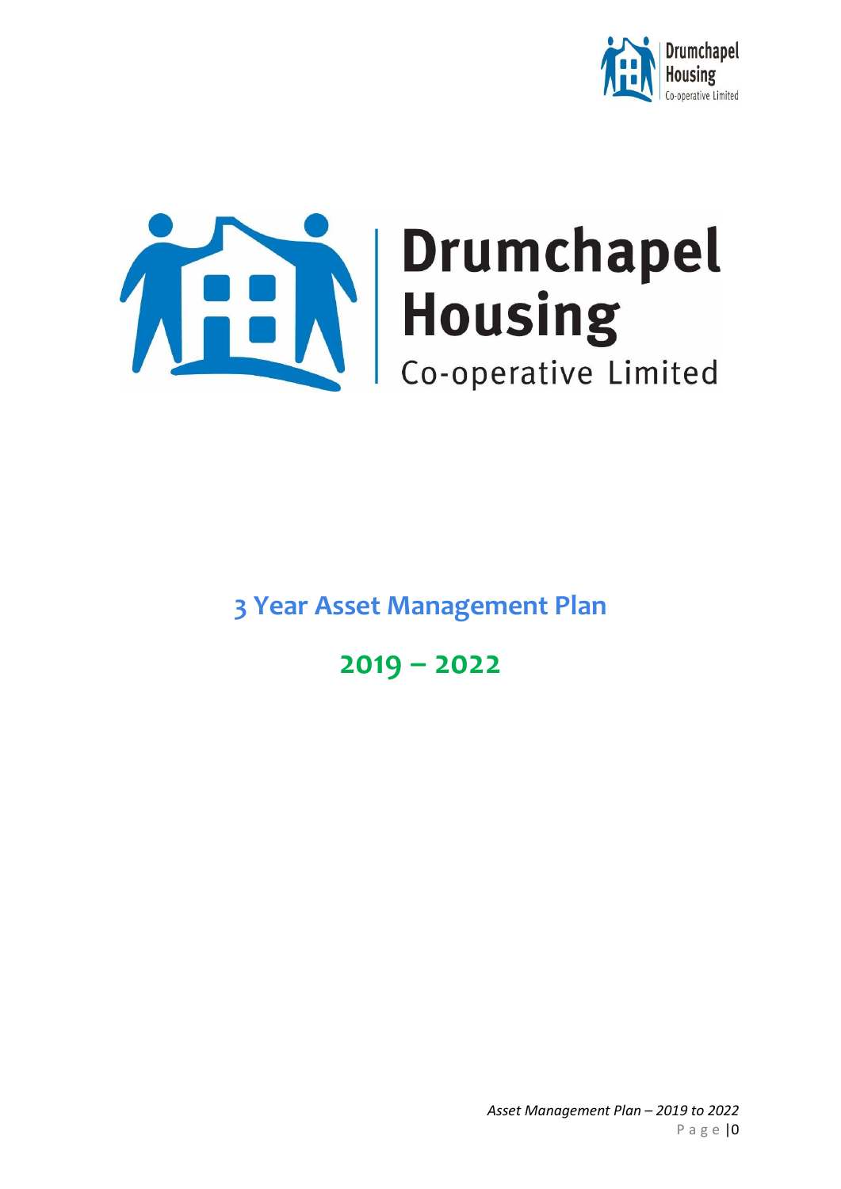Drumchapel Housing
Co-operative Limited

# 3 Year Asset Management Plan

## 2019 – 2022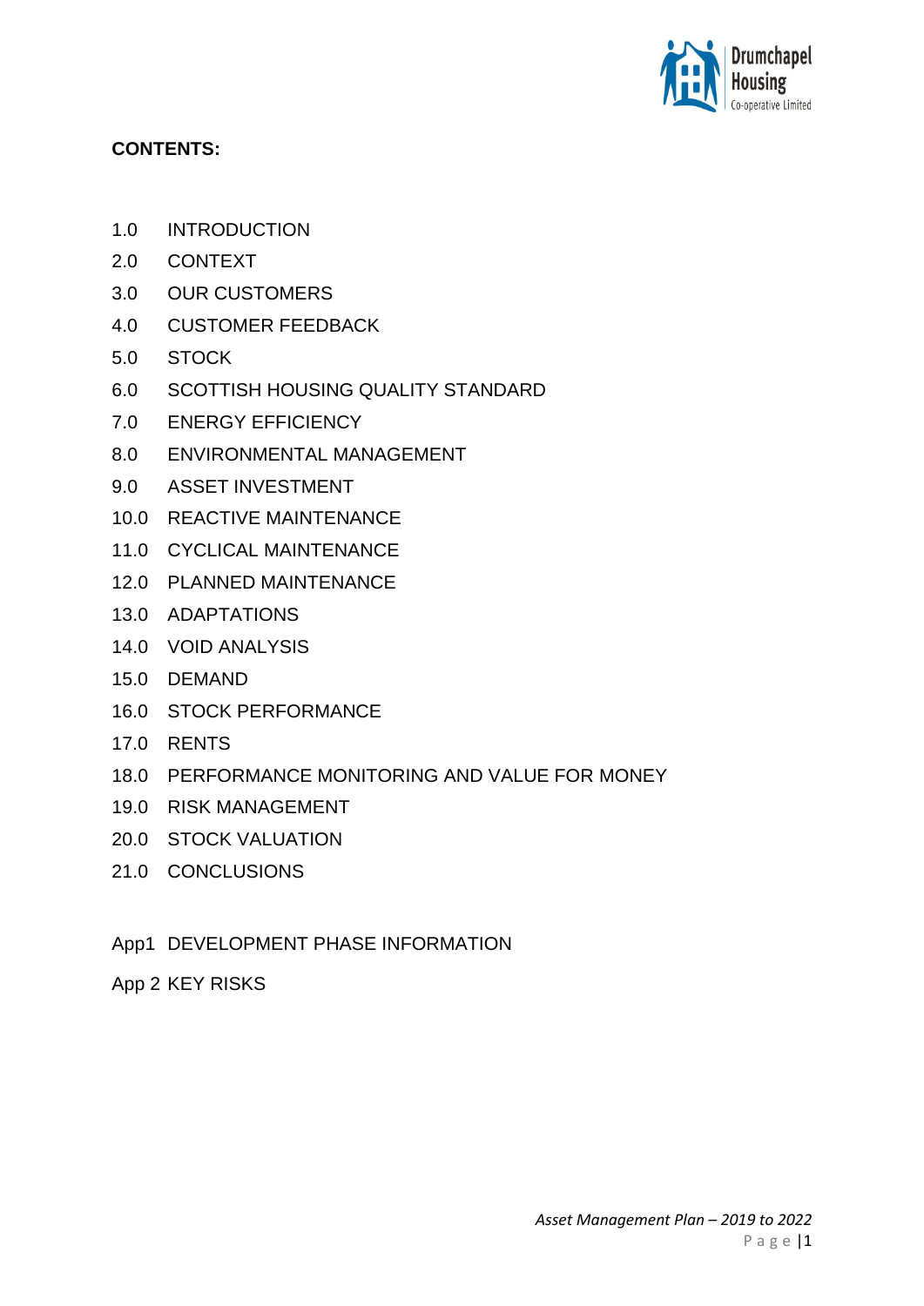**CONTENTS:**

1.0 INTRODUCTION
2.0 CONTEXT
3.0 OUR CUSTOMERS
4.0 CUSTOMER FEEDBACK
5.0 STOCK
6.0 SCOTTISH HOUSING QUALITY STANDARD
7.0 ENERGY EFFICIENCY
8.0 ENVIRONMENTAL MANAGEMENT
9.0 ASSET INVESTMENT
10.0 REACTIVE MAINTENANCE
11.0 CYCLICAL MAINTENANCE
12.0 PLANNED MAINTENANCE
13.0 ADAPTATIONS
14.0 VOID ANALYSIS
15.0 DEMAND
16.0 STOCK PERFORMANCE
17.0 RENTS
18.0 PERFORMANCE MONITORING AND VALUE FOR MONEY
19.0 RISK MANAGEMENT
20.0 STOCK VALUATION
21.0 CONCLUSIONS

App1 DEVELOPMENT PHASE INFORMATION

App 2 KEY RISKS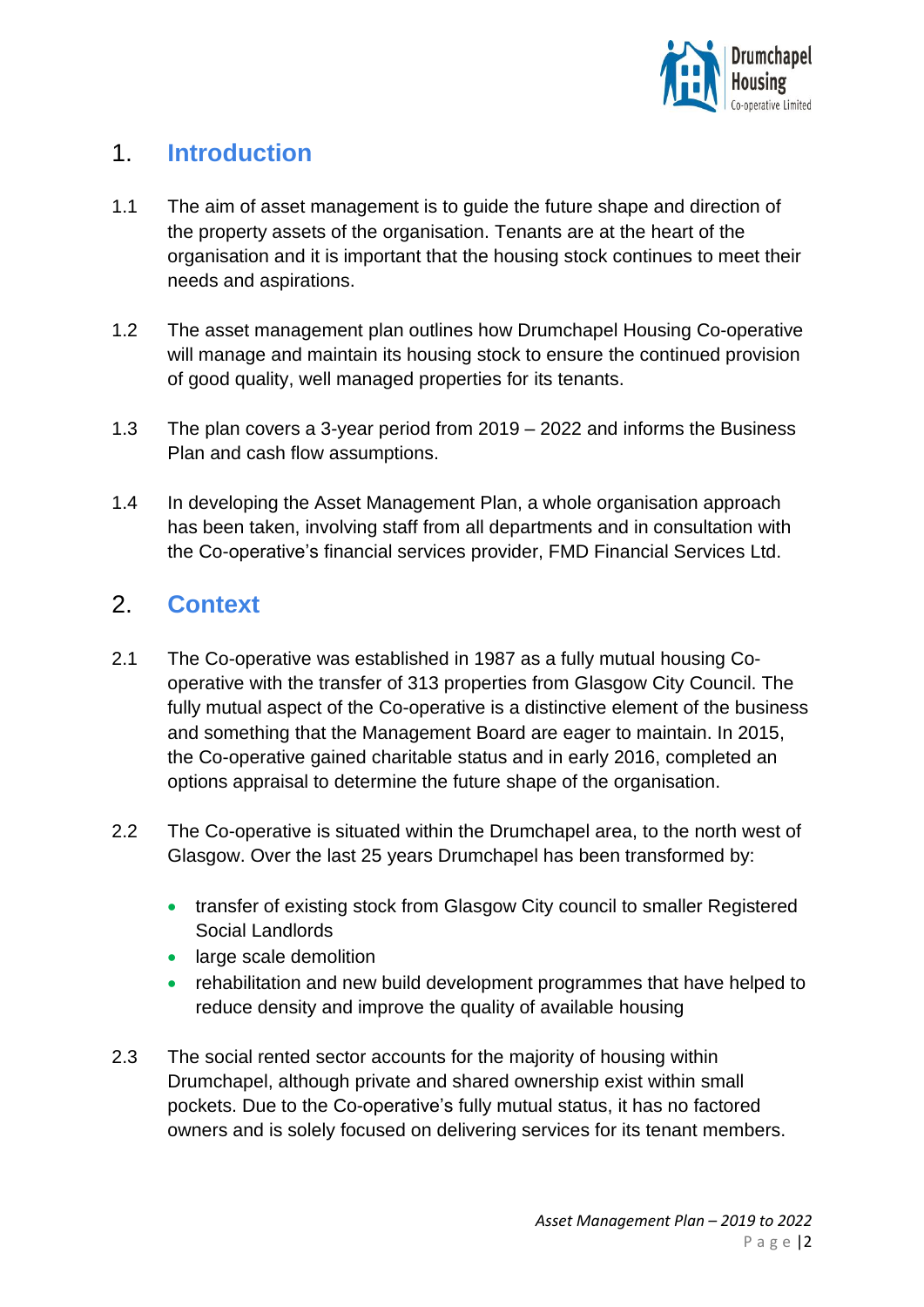## 1. Introduction

1.1 The aim of asset management is to guide the future shape and direction of the property assets of the organisation. Tenants are at the heart of the organisation and it is important that the housing stock continues to meet their needs and aspirations.

1.2 The asset management plan outlines how Drumchapel Housing Co-operative will manage and maintain its housing stock to ensure the continued provision of good quality, well managed properties for its tenants.

1.3 The plan covers a 3-year period from 2019 – 2022 and informs the Business Plan and cash flow assumptions.

1.4 In developing the Asset Management Plan, a whole organisation approach has been taken, involving staff from all departments and in consultation with the Co-operative's financial services provider, FMD Financial Services Ltd.

## 2. Context

2.1 The Co-operative was established in 1987 as a fully mutual housing Co-operative with the transfer of 313 properties from Glasgow City Council. The fully mutual aspect of the Co-operative is a distinctive element of the business and something that the Management Board are eager to maintain. In 2015, the Co-operative gained charitable status and in early 2016, completed an options appraisal to determine the future shape of the organisation.

2.2 The Co-operative is situated within the Drumchapel area, to the north west of Glasgow. Over the last 25 years Drumchapel has been transformed by:

- transfer of existing stock from Glasgow City council to smaller Registered Social Landlords
- large scale demolition
- rehabilitation and new build development programmes that have helped to reduce density and improve the quality of available housing

2.3 The social rented sector accounts for the majority of housing within Drumchapel, although private and shared ownership exist within small pockets. Due to the Co-operative's fully mutual status, it has no factored owners and is solely focused on delivering services for its tenant members.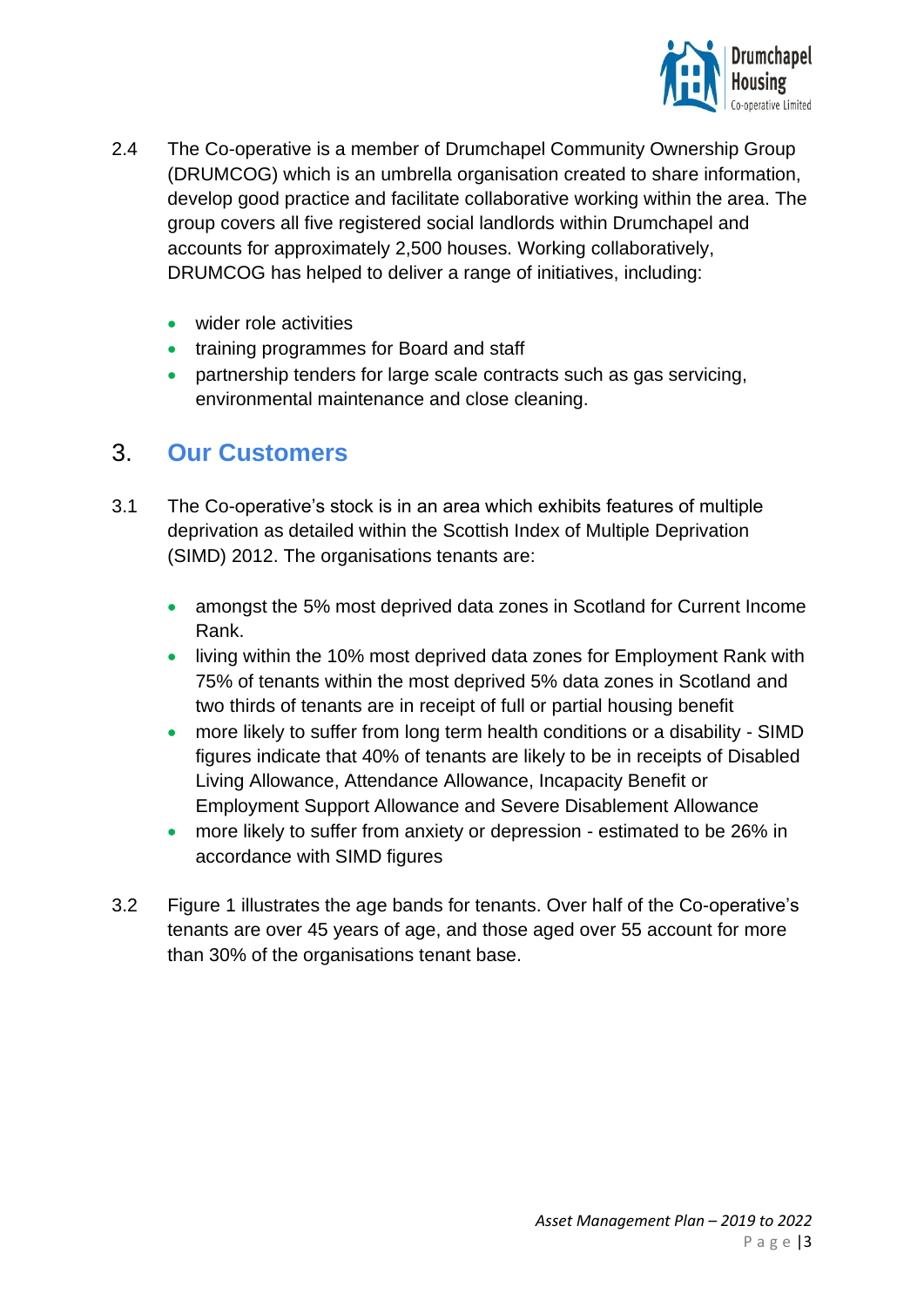2.4 The Co-operative is a member of Drumchapel Community Ownership Group (DRUMCOG) which is an umbrella organisation created to share information, develop good practice and facilitate collaborative working within the area. The group covers all five registered social landlords within Drumchapel and accounts for approximately 2,500 houses. Working collaboratively, DRUMCOG has helped to deliver a range of initiatives, including:

- wider role activities
- training programmes for Board and staff
- partnership tenders for large scale contracts such as gas servicing, environmental maintenance and close cleaning.

## 3. Our Customers

3.1 The Co-operative's stock is in an area which exhibits features of multiple deprivation as detailed within the Scottish Index of Multiple Deprivation (SIMD) 2012. The organisations tenants are:

- amongst the 5% most deprived data zones in Scotland for Current Income Rank.
- living within the 10% most deprived data zones for Employment Rank with 75% of tenants within the most deprived 5% data zones in Scotland and two thirds of tenants are in receipt of full or partial housing benefit
- more likely to suffer from long term health conditions or a disability - SIMD figures indicate that 40% of tenants are likely to be in receipts of Disabled Living Allowance, Attendance Allowance, Incapacity Benefit or Employment Support Allowance and Severe Disablement Allowance
- more likely to suffer from anxiety or depression - estimated to be 26% in accordance with SIMD figures

3.2 Figure 1 illustrates the age bands for tenants. Over half of the Co-operative's tenants are over 45 years of age, and those aged over 55 account for more than 30% of the organisations tenant base.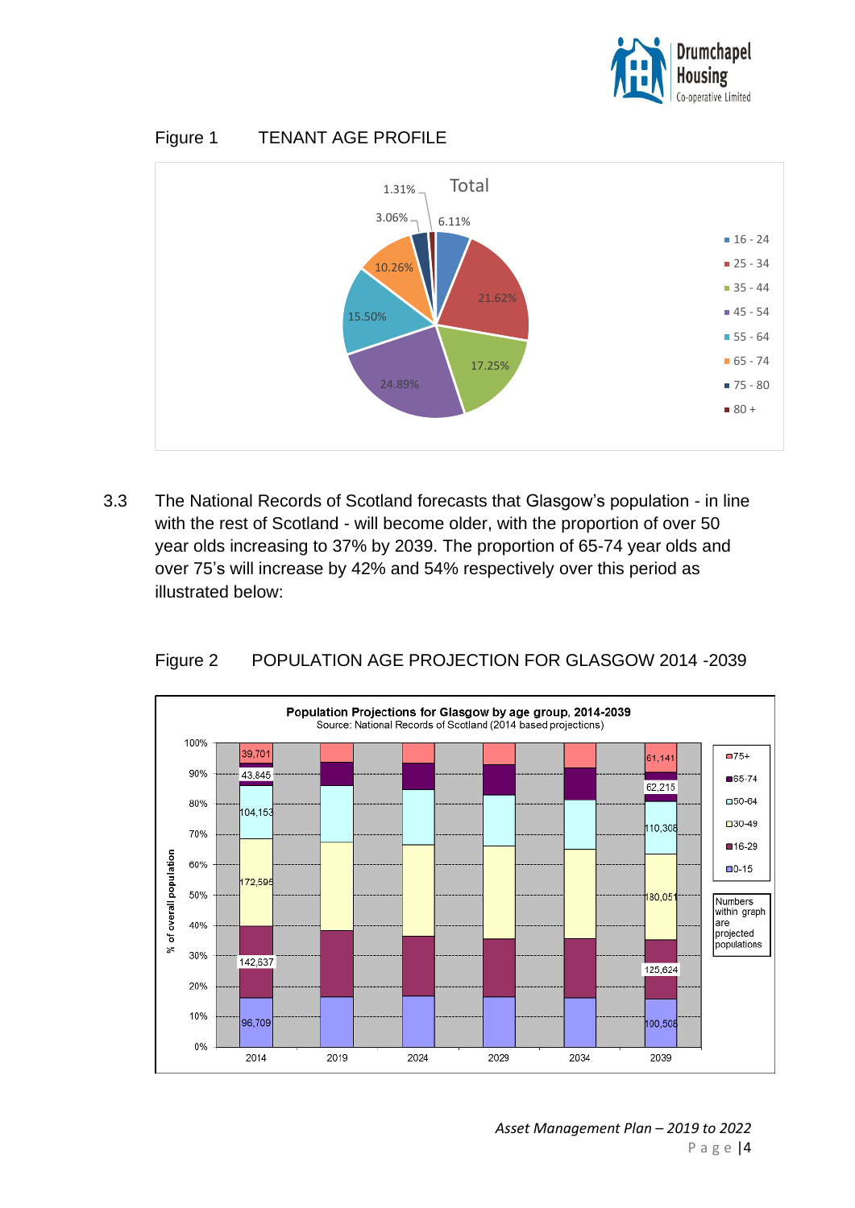Figure 1 TENANT AGE PROFILE

Total

1.31%
3.06%
6.11%
10.26%
21.62%
15.50%
17.25%
24.89%

16 - 24
25 - 34
35 - 44
45 - 54
55 - 64
65 - 74
75 - 80
80 +

3.3 The National Records of Scotland forecasts that Glasgow's population - in line with the rest of Scotland - will become older, with the proportion of over 50 year olds increasing to 37% by 2039. The proportion of 65-74 year olds and over 75's will increase by 42% and 54% respectively over this period as illustrated below:

Figure 2 POPULATION AGE PROJECTION FOR GLASGOW 2014 -2039

Population Projections for Glasgow by age group, 2014-2039

Source: National Records of Scotland (2014 based projections)

% of overall population

100%
90%
80%
70%
60%
50%
40%
30%
20%
10%
0%

2014
2019
2024
2029
2034
2039

39,701
43,845
104,153
172,595
142,637
96,709

61,141
62,215
110,308
180,051
125,624
100,508

75+
65-74
50-64
30-49
16-29
0-15

Numbers within graph are projected populations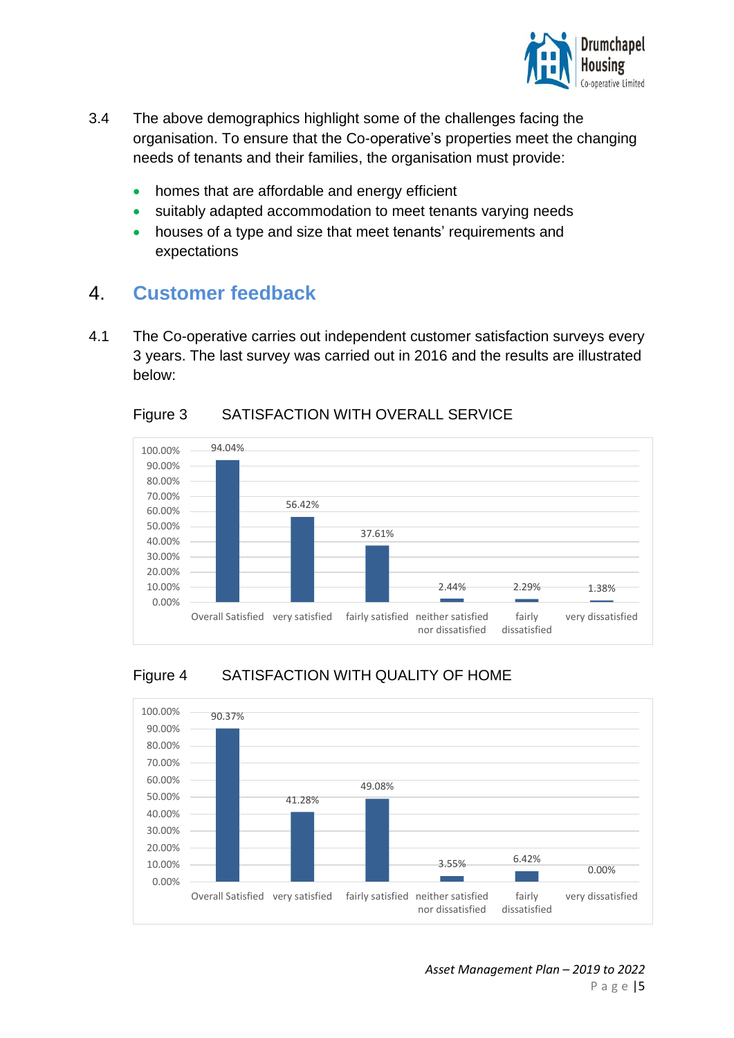3.4 The above demographics highlight some of the challenges facing the organisation. To ensure that the Co-operative's properties meet the changing needs of tenants and their families, the organisation must provide:

- homes that are affordable and energy efficient
- suitably adapted accommodation to meet tenants varying needs
- houses of a type and size that meet tenants' requirements and expectations

## 4. Customer feedback

4.1 The Co-operative carries out independent customer satisfaction surveys every 3 years. The last survey was carried out in 2016 and the results are illustrated below:

Figure 3 SATISFACTION WITH OVERALL SERVICE

100.00%
90.00%
80.00%
70.00%
60.00%
50.00%
40.00%
30.00%
20.00%
10.00%
0.00%

94.04%
56.42%
37.61%
2.44%
2.29%
1.38%

Overall Satisfied
very satisfied
fairly satisfied
neither satisfied nor dissatisfied
fairly dissatisfied
very dissatisfied

Figure 4 SATISFACTION WITH QUALITY OF HOME

100.00%
90.00%
80.00%
70.00%
60.00%
50.00%
40.00%
30.00%
20.00%
10.00%
0.00%

90.37%
41.28%
49.08%
3.55%
6.42%
0.00%

Overall Satisfied
very satisfied
fairly satisfied
neither satisfied nor dissatisfied
fairly dissatisfied
very dissatisfied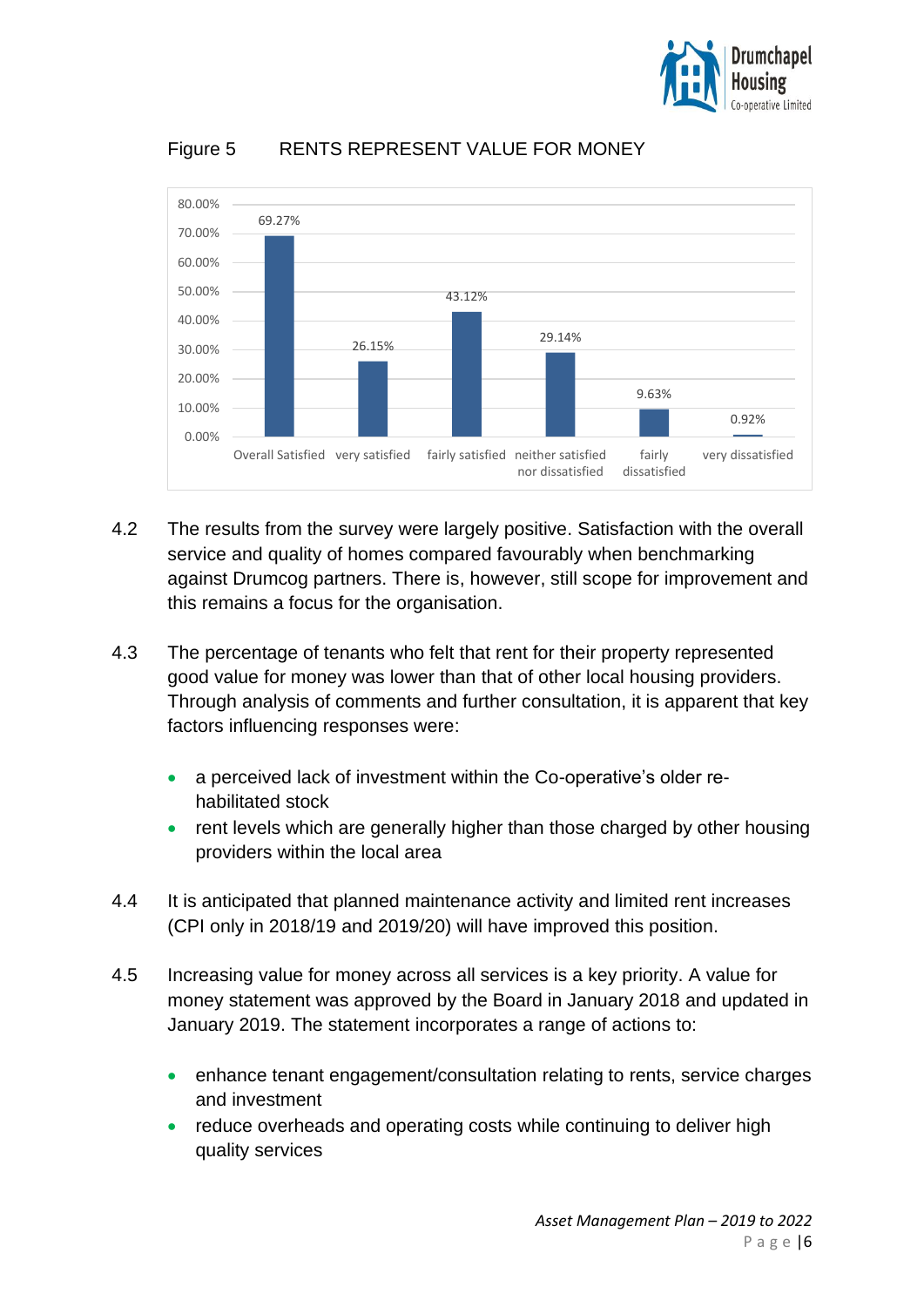Figure 5 RENTS REPRESENT VALUE FOR MONEY

80.00%
70.00%
60.00%
50.00%
40.00%
30.00%
20.00%
10.00%
0.00%

69.27%
26.15%
43.12%
29.14%
9.63%
0.92%

Overall Satisfied
very satisfied
fairly satisfied
neither satisfied nor dissatisfied
fairly dissatisfied
very dissatisfied

4.2 The results from the survey were largely positive. Satisfaction with the overall service and quality of homes compared favourably when benchmarking against Drumcog partners. There is, however, still scope for improvement and this remains a focus for the organisation.

4.3 The percentage of tenants who felt that rent for their property represented good value for money was lower than that of other local housing providers. Through analysis of comments and further consultation, it is apparent that key factors influencing responses were:

- a perceived lack of investment within the Co-operative's older re-habilitated stock
- rent levels which are generally higher than those charged by other housing providers within the local area

4.4 It is anticipated that planned maintenance activity and limited rent increases (CPI only in 2018/19 and 2019/20) will have improved this position.

4.5 Increasing value for money across all services is a key priority. A value for money statement was approved by the Board in January 2018 and updated in January 2019. The statement incorporates a range of actions to:

- enhance tenant engagement/consultation relating to rents, service charges and investment
- reduce overheads and operating costs while continuing to deliver high quality services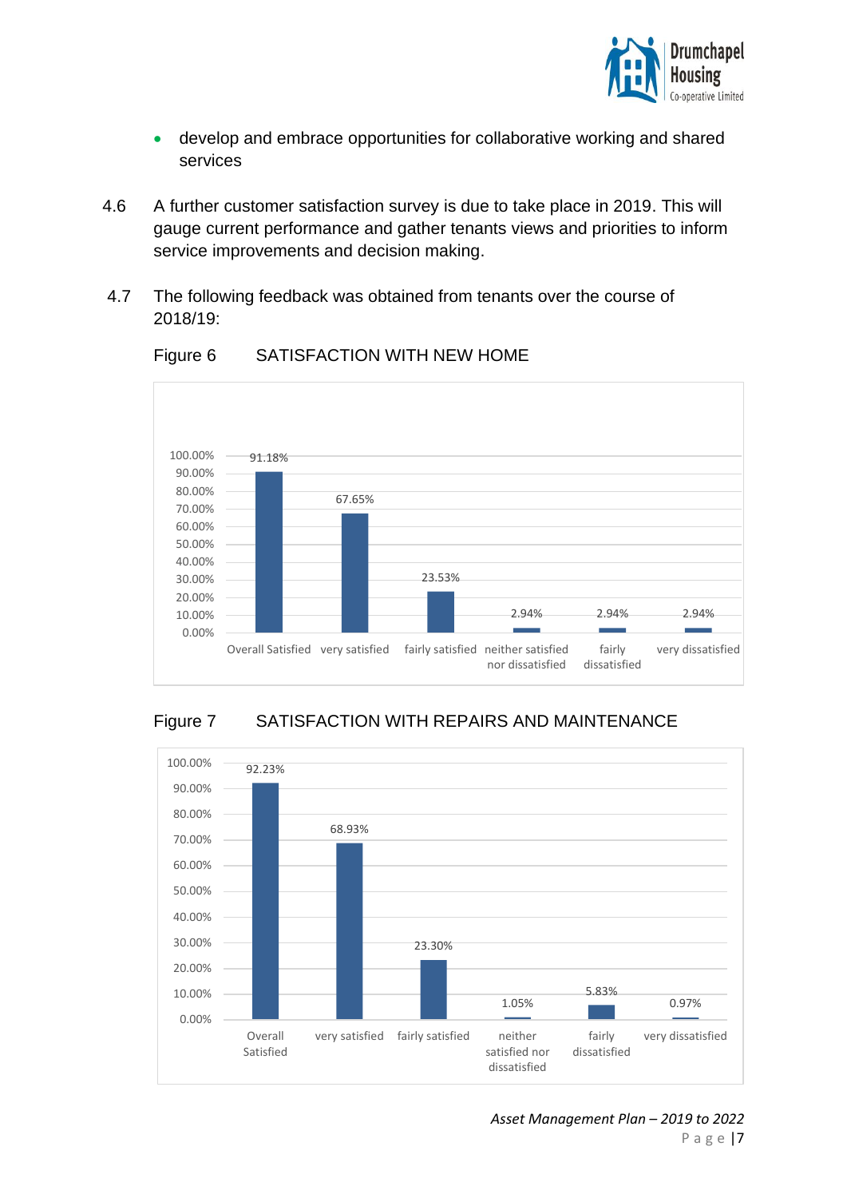- develop and embrace opportunities for collaborative working and shared services

4.6 A further customer satisfaction survey is due to take place in 2019. This will gauge current performance and gather tenants views and priorities to inform service improvements and decision making.

4.7 The following feedback was obtained from tenants over the course of 2018/19:

Figure 6 SATISFACTION WITH NEW HOME

100.00%
90.00%
80.00%
70.00%
60.00%
50.00%
40.00%
30.00%
20.00%
10.00%
0.00%

91.18%
67.65%
23.53%
2.94%
2.94%
2.94%

Overall Satisfied
very satisfied
fairly satisfied
neither satisfied nor dissatisfied
fairly dissatisfied
very dissatisfied

Figure 7 SATISFACTION WITH REPAIRS AND MAINTENANCE

100.00%
90.00%
80.00%
70.00%
60.00%
50.00%
40.00%
30.00%
20.00%
10.00%
0.00%

92.23%
68.93%
23.30%
1.05%
5.83%
0.97%

Overall Satisfied
very satisfied
fairly satisfied
neither satisfied nor dissatisfied
fairly dissatisfied
very dissatisfied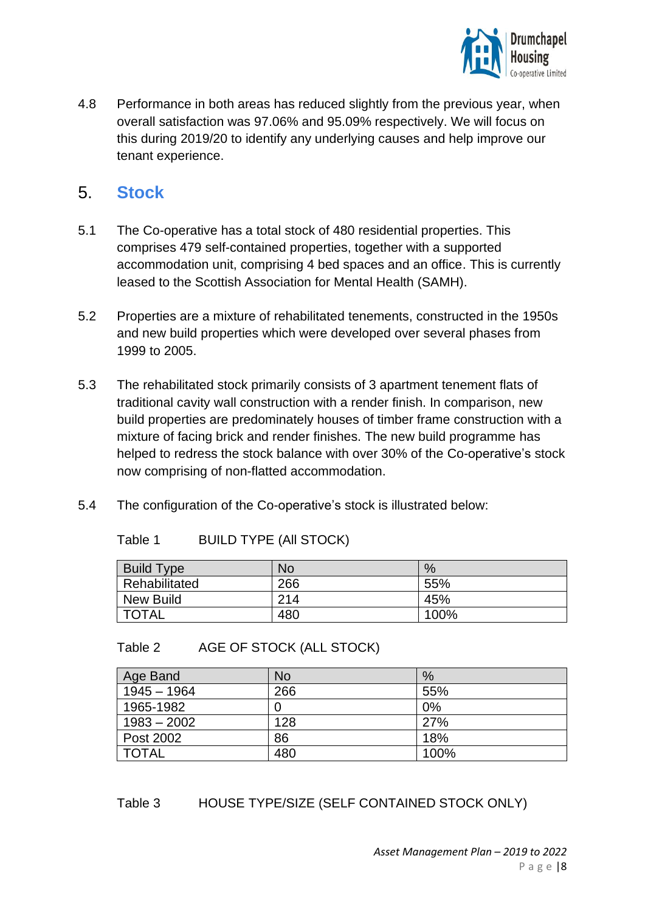4.8 Performance in both areas has reduced slightly from the previous year, when overall satisfaction was 97.06% and 95.09% respectively. We will focus on this during 2019/20 to identify any underlying causes and help improve our tenant experience.

## 5. Stock

5.1 The Co-operative has a total stock of 480 residential properties. This comprises 479 self-contained properties, together with a supported accommodation unit, comprising 4 bed spaces and an office. This is currently leased to the Scottish Association for Mental Health (SAMH).

5.2 Properties are a mixture of rehabilitated tenements, constructed in the 1950s and new build properties which were developed over several phases from 1999 to 2005.

5.3 The rehabilitated stock primarily consists of 3 apartment tenement flats of traditional cavity wall construction with a render finish. In comparison, new build properties are predominately houses of timber frame construction with a mixture of facing brick and render finishes. The new build programme has helped to redress the stock balance with over 30% of the Co-operative's stock now comprising of non-flatted accommodation.

5.4 The configuration of the Co-operative's stock is illustrated below:

Table 1 BUILD TYPE (All STOCK)

| Build Type | No | % |
|---|---|---|
| Rehabilitated | 266 | 55% |
| New Build | 214 | 45% |
| TOTAL | 480 | 100% |

Table 2 AGE OF STOCK (ALL STOCK)

| Age Band | No | % |
|---|---|---|
| 1945 – 1964 | 266 | 55% |
| 1965-1982 | 0 | 0% |
| 1983 – 2002 | 128 | 27% |
| Post 2002 | 86 | 18% |
| TOTAL | 480 | 100% |

Table 3 HOUSE TYPE/SIZE (SELF CONTAINED STOCK ONLY)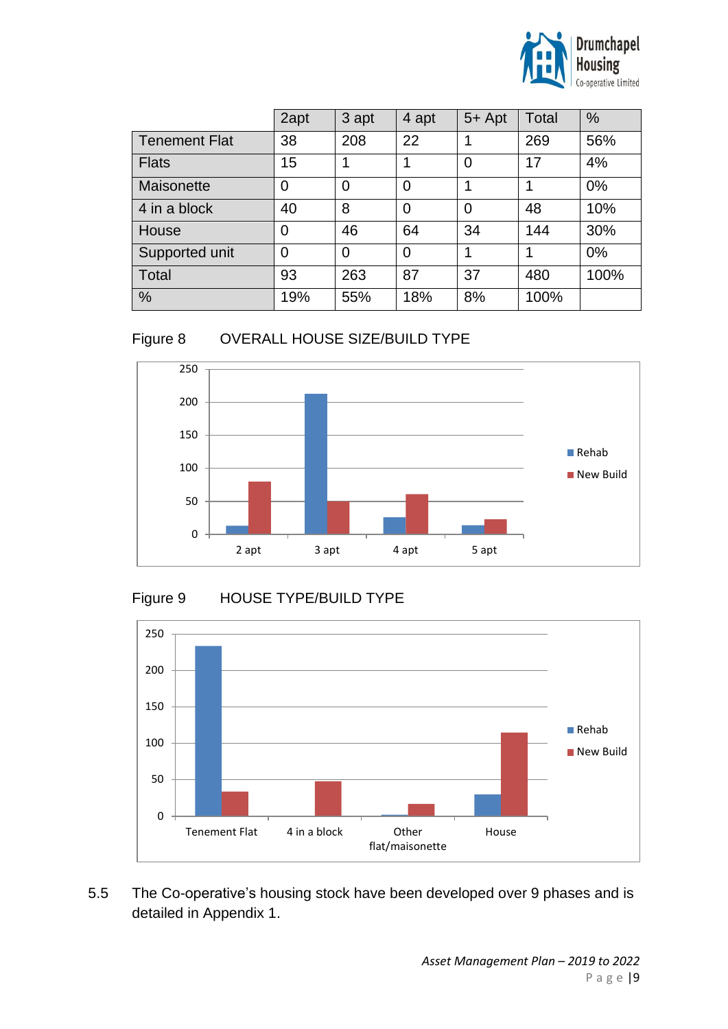| | 2apt | 3 apt | 4 apt | 5+ Apt | Total | % |
|---|---|---|---|---|---|---|
| Tenement Flat | 38 | 208 | 22 | 1 | 269 | 56% |
| Flats | 15 | 1 | 1 | 0 | 17 | 4% |
| Maisonette | 0 | 0 | 0 | 1 | 1 | 0% |
| 4 in a block | 40 | 8 | 0 | 0 | 48 | 10% |
| House | 0 | 46 | 64 | 34 | 144 | 30% |
| Supported unit | 0 | 0 | 0 | 1 | 1 | 0% |
| Total | 93 | 263 | 87 | 37 | 480 | 100% |
| % | 19% | 55% | 18% | 8% | 100% | |

Figure 8 OVERALL HOUSE SIZE/BUILD TYPE

250
200
150
100
50
0
2 apt
3 apt
4 apt
5 apt
Rehab
New Build

Figure 9 HOUSE TYPE/BUILD TYPE

250
200
150
100
50
0
Tenement Flat
4 in a block
Other flat/maisonette
House
Rehab
New Build

5.5 The Co-operative's housing stock have been developed over 9 phases and is detailed in Appendix 1.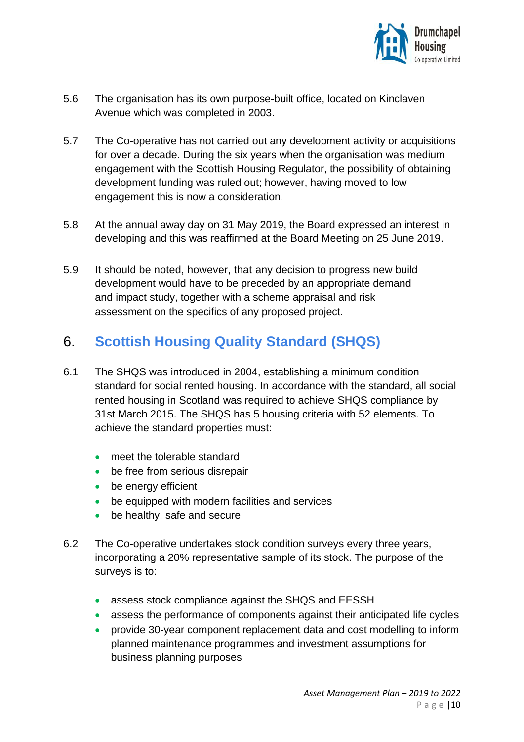5.6 The organisation has its own purpose-built office, located on Kinclaven Avenue which was completed in 2003.

5.7 The Co-operative has not carried out any development activity or acquisitions for over a decade. During the six years when the organisation was medium engagement with the Scottish Housing Regulator, the possibility of obtaining development funding was ruled out; however, having moved to low engagement this is now a consideration.

5.8 At the annual away day on 31 May 2019, the Board expressed an interest in developing and this was reaffirmed at the Board Meeting on 25 June 2019.

5.9 It should be noted, however, that any decision to progress new build development would have to be preceded by an appropriate demand and impact study, together with a scheme appraisal and risk assessment on the specifics of any proposed project.

## 6. Scottish Housing Quality Standard (SHQS)

6.1 The SHQS was introduced in 2004, establishing a minimum condition standard for social rented housing. In accordance with the standard, all social rented housing in Scotland was required to achieve SHQS compliance by 31st March 2015. The SHQS has 5 housing criteria with 52 elements. To achieve the standard properties must:

- meet the tolerable standard
- be free from serious disrepair
- be energy efficient
- be equipped with modern facilities and services
- be healthy, safe and secure

6.2 The Co-operative undertakes stock condition surveys every three years, incorporating a 20% representative sample of its stock. The purpose of the surveys is to:

- assess stock compliance against the SHQS and EESSH
- assess the performance of components against their anticipated life cycles
- provide 30-year component replacement data and cost modelling to inform planned maintenance programmes and investment assumptions for business planning purposes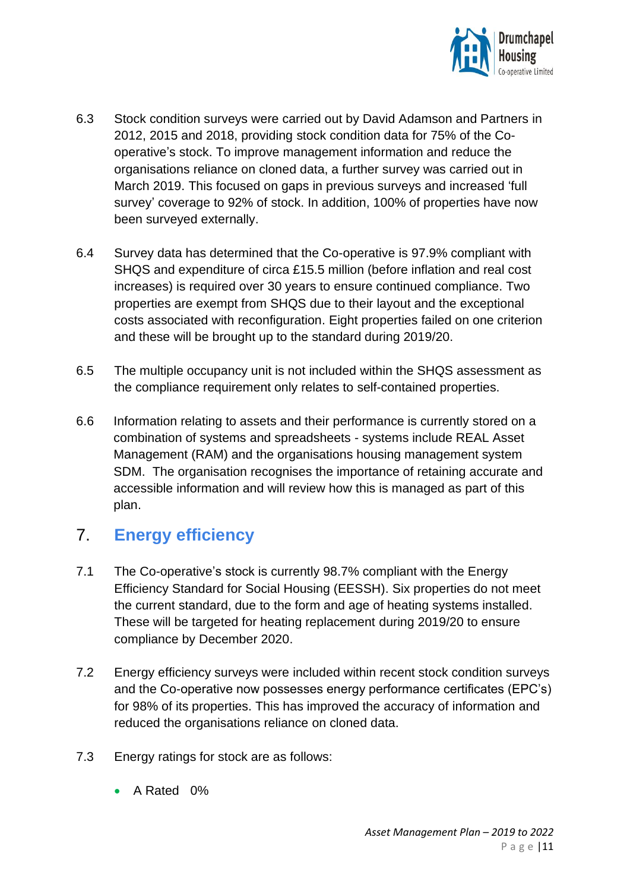6.3 Stock condition surveys were carried out by David Adamson and Partners in 2012, 2015 and 2018, providing stock condition data for 75% of the Co-operative's stock. To improve management information and reduce the organisations reliance on cloned data, a further survey was carried out in March 2019. This focused on gaps in previous surveys and increased 'full survey' coverage to 92% of stock. In addition, 100% of properties have now been surveyed externally.

6.4 Survey data has determined that the Co-operative is 97.9% compliant with SHQS and expenditure of circa £15.5 million (before inflation and real cost increases) is required over 30 years to ensure continued compliance. Two properties are exempt from SHQS due to their layout and the exceptional costs associated with reconfiguration. Eight properties failed on one criterion and these will be brought up to the standard during 2019/20.

6.5 The multiple occupancy unit is not included within the SHQS assessment as the compliance requirement only relates to self-contained properties.

6.6 Information relating to assets and their performance is currently stored on a combination of systems and spreadsheets - systems include REAL Asset Management (RAM) and the organisations housing management system SDM. The organisation recognises the importance of retaining accurate and accessible information and will review how this is managed as part of this plan.

## 7. Energy efficiency

7.1 The Co-operative's stock is currently 98.7% compliant with the Energy Efficiency Standard for Social Housing (EESSH). Six properties do not meet the current standard, due to the form and age of heating systems installed. These will be targeted for heating replacement during 2019/20 to ensure compliance by December 2020.

7.2 Energy efficiency surveys were included within recent stock condition surveys and the Co-operative now possesses energy performance certificates (EPC's) for 98% of its properties. This has improved the accuracy of information and reduced the organisations reliance on cloned data.

7.3 Energy ratings for stock are as follows:

- A Rated 0%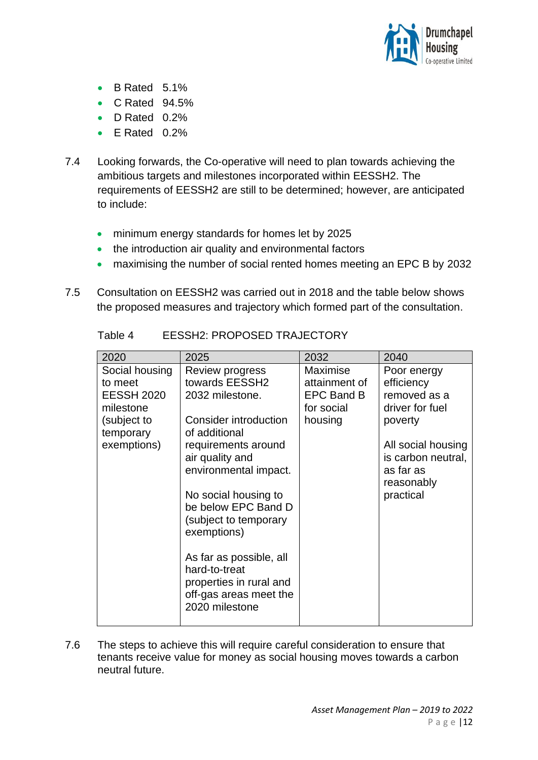- B Rated 5.1%
- C Rated 94.5%
- D Rated 0.2%
- E Rated 0.2%

7.4 Looking forwards, the Co-operative will need to plan towards achieving the ambitious targets and milestones incorporated within EESSH2. The requirements of EESSH2 are still to be determined; however, are anticipated to include:

- minimum energy standards for homes let by 2025
- the introduction air quality and environmental factors
- maximising the number of social rented homes meeting an EPC B by 2032

7.5 Consultation on EESSH2 was carried out in 2018 and the table below shows the proposed measures and trajectory which formed part of the consultation.

Table 4 EESSH2: PROPOSED TRAJECTORY

| 2020 | 2025 | 2032 | 2040 |
|---|---|---|---|
| Social housing to meet EESSH 2020 milestone (subject to temporary exemptions) | Review progress towards EESSH2 2032 milestone.<br><br>Consider introduction of additional requirements around air quality and environmental impact.<br><br>No social housing to be below EPC Band D (subject to temporary exemptions)<br><br>As far as possible, all hard-to-treat properties in rural and off-gas areas meet the 2020 milestone | Maximise attainment of EPC Band B for social housing | Poor energy efficiency removed as a driver for fuel poverty<br><br>All social housing is carbon neutral, as far as reasonably practical |

7.6 The steps to achieve this will require careful consideration to ensure that tenants receive value for money as social housing moves towards a carbon neutral future.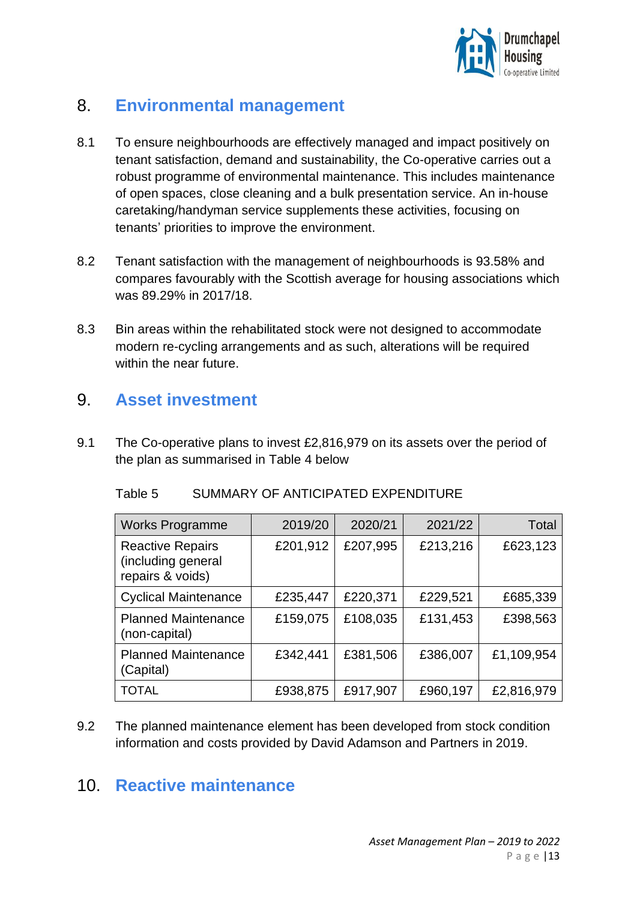## 8. Environmental management

8.1 To ensure neighbourhoods are effectively managed and impact positively on tenant satisfaction, demand and sustainability, the Co-operative carries out a robust programme of environmental maintenance. This includes maintenance of open spaces, close cleaning and a bulk presentation service. An in-house caretaking/handyman service supplements these activities, focusing on tenants' priorities to improve the environment.

8.2 Tenant satisfaction with the management of neighbourhoods is 93.58% and compares favourably with the Scottish average for housing associations which was 89.29% in 2017/18.

8.3 Bin areas within the rehabilitated stock were not designed to accommodate modern re-cycling arrangements and as such, alterations will be required within the near future.

## 9. Asset investment

9.1 The Co-operative plans to invest £2,816,979 on its assets over the period of the plan as summarised in Table 4 below

Table 5 SUMMARY OF ANTICIPATED EXPENDITURE

| Works Programme | 2019/20 | 2020/21 | 2021/22 | Total |
|---|---|---|---|---|
| Reactive Repairs (including general repairs & voids) | £201,912 | £207,995 | £213,216 | £623,123 |
| Cyclical Maintenance | £235,447 | £220,371 | £229,521 | £685,339 |
| Planned Maintenance (non-capital) | £159,075 | £108,035 | £131,453 | £398,563 |
| Planned Maintenance (Capital) | £342,441 | £381,506 | £386,007 | £1,109,954 |
| TOTAL | £938,875 | £917,907 | £960,197 | £2,816,979 |

9.2 The planned maintenance element has been developed from stock condition information and costs provided by David Adamson and Partners in 2019.

## 10. Reactive maintenance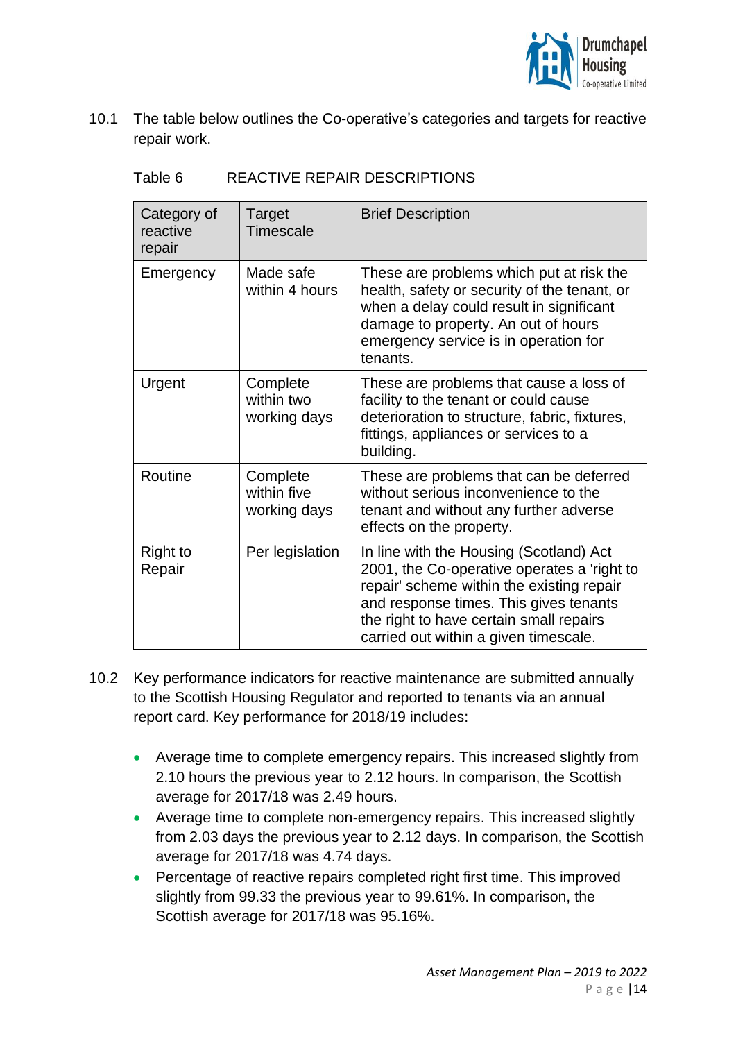10.1 The table below outlines the Co-operative's categories and targets for reactive repair work.

Table 6 REACTIVE REPAIR DESCRIPTIONS

| Category of reactive repair | Target Timescale | Brief Description |
|---|---|---|
| Emergency | Made safe within 4 hours | These are problems which put at risk the health, safety or security of the tenant, or when a delay could result in significant damage to property. An out of hours emergency service is in operation for tenants. |
| Urgent | Complete within two working days | These are problems that cause a loss of facility to the tenant or could cause deterioration to structure, fabric, fixtures, fittings, appliances or services to a building. |
| Routine | Complete within five working days | These are problems that can be deferred without serious inconvenience to the tenant and without any further adverse effects on the property. |
| Right to Repair | Per legislation | In line with the Housing (Scotland) Act 2001, the Co-operative operates a 'right to repair' scheme within the existing repair and response times. This gives tenants the right to have certain small repairs carried out within a given timescale. |

10.2 Key performance indicators for reactive maintenance are submitted annually to the Scottish Housing Regulator and reported to tenants via an annual report card. Key performance for 2018/19 includes:

- Average time to complete emergency repairs. This increased slightly from 2.10 hours the previous year to 2.12 hours. In comparison, the Scottish average for 2017/18 was 2.49 hours.
- Average time to complete non-emergency repairs. This increased slightly from 2.03 days the previous year to 2.12 days. In comparison, the Scottish average for 2017/18 was 4.74 days.
- Percentage of reactive repairs completed right first time. This improved slightly from 99.33 the previous year to 99.61%. In comparison, the Scottish average for 2017/18 was 95.16%.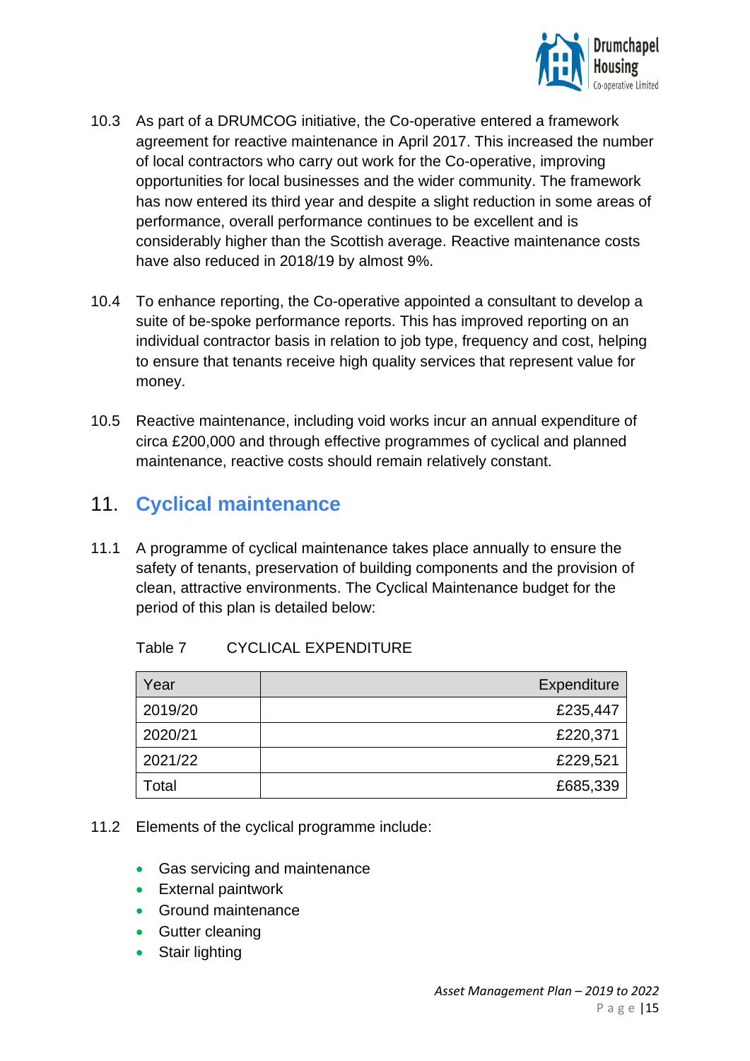10.3 As part of a DRUMCOG initiative, the Co-operative entered a framework agreement for reactive maintenance in April 2017. This increased the number of local contractors who carry out work for the Co-operative, improving opportunities for local businesses and the wider community. The framework has now entered its third year and despite a slight reduction in some areas of performance, overall performance continues to be excellent and is considerably higher than the Scottish average. Reactive maintenance costs have also reduced in 2018/19 by almost 9%.

10.4 To enhance reporting, the Co-operative appointed a consultant to develop a suite of be-spoke performance reports. This has improved reporting on an individual contractor basis in relation to job type, frequency and cost, helping to ensure that tenants receive high quality services that represent value for money.

10.5 Reactive maintenance, including void works incur an annual expenditure of circa £200,000 and through effective programmes of cyclical and planned maintenance, reactive costs should remain relatively constant.

## 11. Cyclical maintenance

11.1 A programme of cyclical maintenance takes place annually to ensure the safety of tenants, preservation of building components and the provision of clean, attractive environments. The Cyclical Maintenance budget for the period of this plan is detailed below:

Table 7 CYCLICAL EXPENDITURE

| Year | Expenditure |
|---|---:|
| 2019/20 | £235,447 |
| 2020/21 | £220,371 |
| 2021/22 | £229,521 |
| Total | £685,339 |

11.2 Elements of the cyclical programme include:

- Gas servicing and maintenance
- External paintwork
- Ground maintenance
- Gutter cleaning
- Stair lighting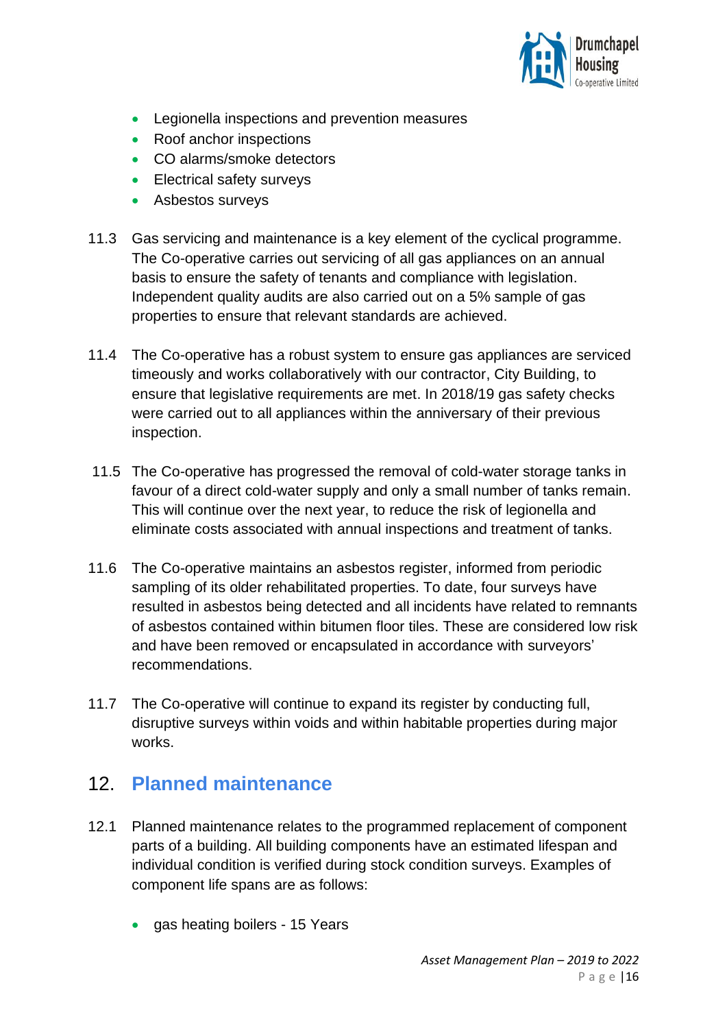- Legionella inspections and prevention measures
- Roof anchor inspections
- CO alarms/smoke detectors
- Electrical safety surveys
- Asbestos surveys

11.3 Gas servicing and maintenance is a key element of the cyclical programme. The Co-operative carries out servicing of all gas appliances on an annual basis to ensure the safety of tenants and compliance with legislation. Independent quality audits are also carried out on a 5% sample of gas properties to ensure that relevant standards are achieved.

11.4 The Co-operative has a robust system to ensure gas appliances are serviced timeously and works collaboratively with our contractor, City Building, to ensure that legislative requirements are met. In 2018/19 gas safety checks were carried out to all appliances within the anniversary of their previous inspection.

11.5 The Co-operative has progressed the removal of cold-water storage tanks in favour of a direct cold-water supply and only a small number of tanks remain. This will continue over the next year, to reduce the risk of legionella and eliminate costs associated with annual inspections and treatment of tanks.

11.6 The Co-operative maintains an asbestos register, informed from periodic sampling of its older rehabilitated properties. To date, four surveys have resulted in asbestos being detected and all incidents have related to remnants of asbestos contained within bitumen floor tiles. These are considered low risk and have been removed or encapsulated in accordance with surveyors' recommendations.

11.7 The Co-operative will continue to expand its register by conducting full, disruptive surveys within voids and within habitable properties during major works.

## 12. Planned maintenance

12.1 Planned maintenance relates to the programmed replacement of component parts of a building. All building components have an estimated lifespan and individual condition is verified during stock condition surveys. Examples of component life spans are as follows:

- gas heating boilers - 15 Years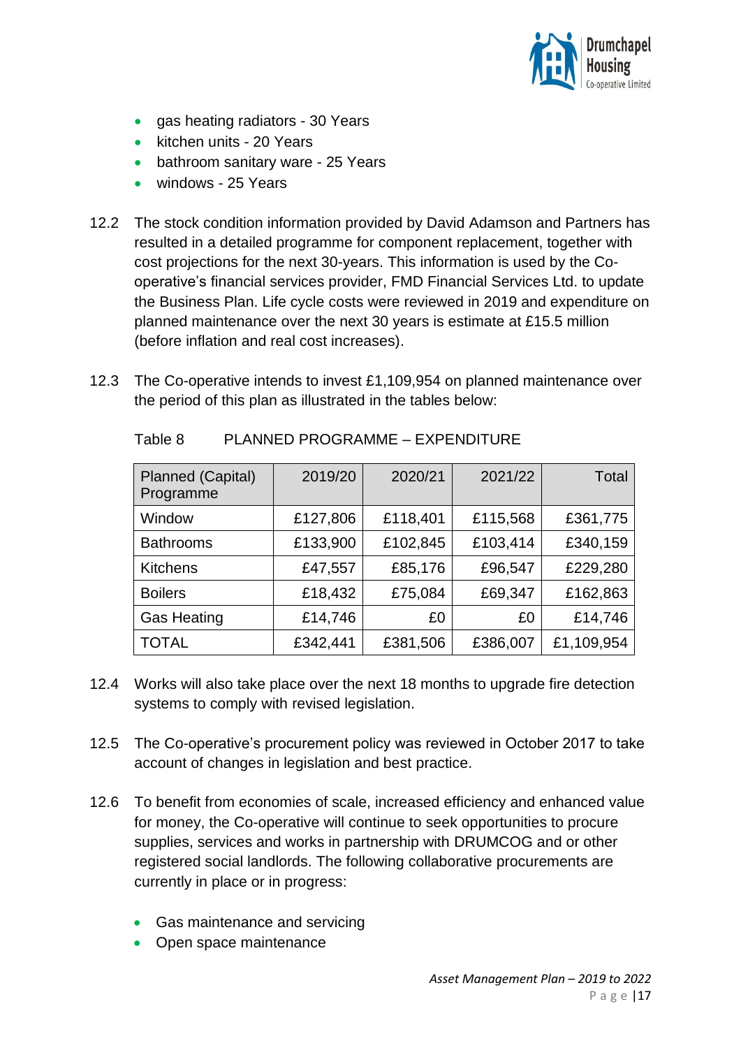- gas heating radiators - 30 Years
- kitchen units - 20 Years
- bathroom sanitary ware - 25 Years
- windows - 25 Years

12.2 The stock condition information provided by David Adamson and Partners has resulted in a detailed programme for component replacement, together with cost projections for the next 30-years. This information is used by the Co-operative's financial services provider, FMD Financial Services Ltd. to update the Business Plan. Life cycle costs were reviewed in 2019 and expenditure on planned maintenance over the next 30 years is estimate at £15.5 million (before inflation and real cost increases).

12.3 The Co-operative intends to invest £1,109,954 on planned maintenance over the period of this plan as illustrated in the tables below:

Table 8 PLANNED PROGRAMME – EXPENDITURE

| Planned (Capital) Programme | 2019/20 | 2020/21 | 2021/22 | Total |
|---|---|---|---|---|
| Window | £127,806 | £118,401 | £115,568 | £361,775 |
| Bathrooms | £133,900 | £102,845 | £103,414 | £340,159 |
| Kitchens | £47,557 | £85,176 | £96,547 | £229,280 |
| Boilers | £18,432 | £75,084 | £69,347 | £162,863 |
| Gas Heating | £14,746 | £0 | £0 | £14,746 |
| TOTAL | £342,441 | £381,506 | £386,007 | £1,109,954 |

12.4 Works will also take place over the next 18 months to upgrade fire detection systems to comply with revised legislation.

12.5 The Co-operative's procurement policy was reviewed in October 2017 to take account of changes in legislation and best practice.

12.6 To benefit from economies of scale, increased efficiency and enhanced value for money, the Co-operative will continue to seek opportunities to procure supplies, services and works in partnership with DRUMCOG and or other registered social landlords. The following collaborative procurements are currently in place or in progress:

- Gas maintenance and servicing
- Open space maintenance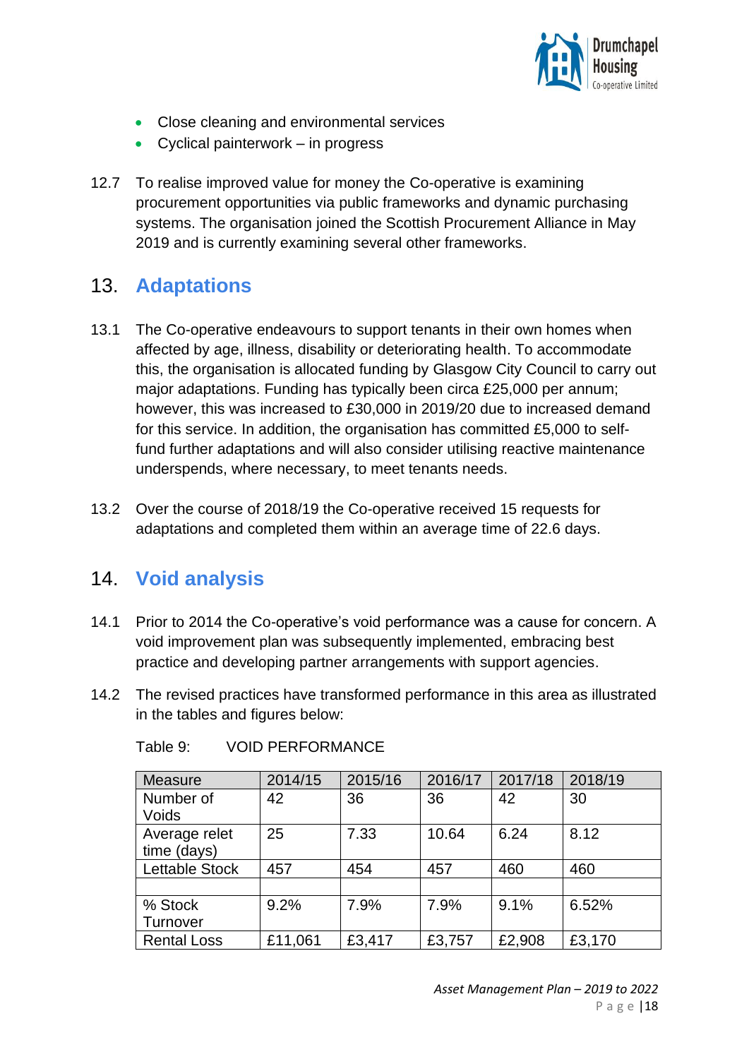- Close cleaning and environmental services
- Cyclical painterwork – in progress

12.7 To realise improved value for money the Co-operative is examining procurement opportunities via public frameworks and dynamic purchasing systems. The organisation joined the Scottish Procurement Alliance in May 2019 and is currently examining several other frameworks.

## 13. Adaptations

13.1 The Co-operative endeavours to support tenants in their own homes when affected by age, illness, disability or deteriorating health. To accommodate this, the organisation is allocated funding by Glasgow City Council to carry out major adaptations. Funding has typically been circa £25,000 per annum; however, this was increased to £30,000 in 2019/20 due to increased demand for this service. In addition, the organisation has committed £5,000 to self-fund further adaptations and will also consider utilising reactive maintenance underspends, where necessary, to meet tenants needs.

13.2 Over the course of 2018/19 the Co-operative received 15 requests for adaptations and completed them within an average time of 22.6 days.

## 14. Void analysis

14.1 Prior to 2014 the Co-operative's void performance was a cause for concern. A void improvement plan was subsequently implemented, embracing best practice and developing partner arrangements with support agencies.

14.2 The revised practices have transformed performance in this area as illustrated in the tables and figures below:

Table 9: VOID PERFORMANCE

| Measure | 2014/15 | 2015/16 | 2016/17 | 2017/18 | 2018/19 |
|---|---|---|---|---|---|
| Number of Voids | 42 | 36 | 36 | 42 | 30 |
| Average relet time (days) | 25 | 7.33 | 10.64 | 6.24 | 8.12 |
| Lettable Stock | 457 | 454 | 457 | 460 | 460 |
| | | | | | |
| % Stock Turnover | 9.2% | 7.9% | 7.9% | 9.1% | 6.52% |
| Rental Loss | £11,061 | £3,417 | £3,757 | £2,908 | £3,170 |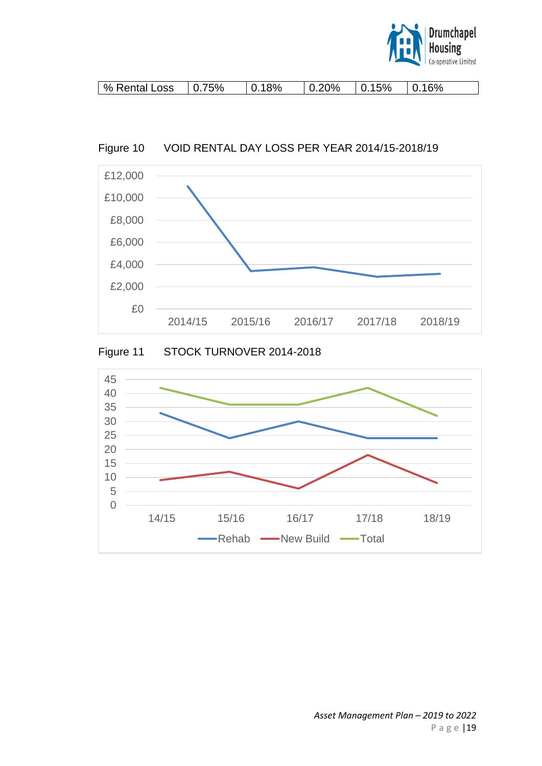| | | | | | |
|---|---|---|---|---|---|
| % Rental Loss | 0.75% | 0.18% | 0.20% | 0.15% | 0.16% |

Figure 10 VOID RENTAL DAY LOSS PER YEAR 2014/15-2018/19

£12,000
£10,000
£8,000
£6,000
£4,000
£2,000
£0
2014/15 2015/16 2016/17 2017/18 2018/19

Figure 11 STOCK TURNOVER 2014-2018

45
40
35
30
25
20
15
10
5
0
14/15 15/16 16/17 17/18 18/19
Rehab New Build Total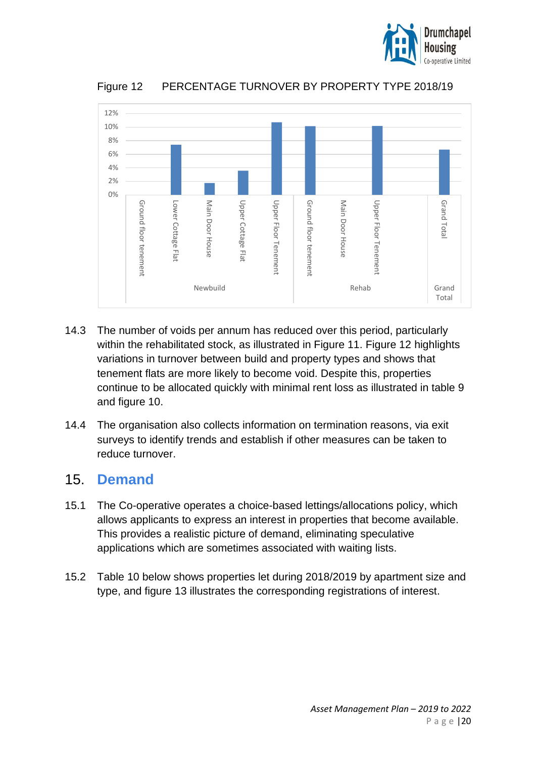Figure 12 PERCENTAGE TURNOVER BY PROPERTY TYPE 2018/19

12%
10%
8%
6%
4%
2%
0%

Ground floor tenement
Lower Cottage Flat
Main Door House
Upper Cottage Flat
Upper Floor Tenement
Ground floor tenement
Main Door House
Upper Floor Tenement
Grand Total

Newbuild
Rehab
Grand Total

14.3 The number of voids per annum has reduced over this period, particularly within the rehabilitated stock, as illustrated in Figure 11. Figure 12 highlights variations in turnover between build and property types and shows that tenement flats are more likely to become void. Despite this, properties continue to be allocated quickly with minimal rent loss as illustrated in table 9 and figure 10.

14.4 The organisation also collects information on termination reasons, via exit surveys to identify trends and establish if other measures can be taken to reduce turnover.

## 15. Demand

15.1 The Co-operative operates a choice-based lettings/allocations policy, which allows applicants to express an interest in properties that become available. This provides a realistic picture of demand, eliminating speculative applications which are sometimes associated with waiting lists.

15.2 Table 10 below shows properties let during 2018/2019 by apartment size and type, and figure 13 illustrates the corresponding registrations of interest.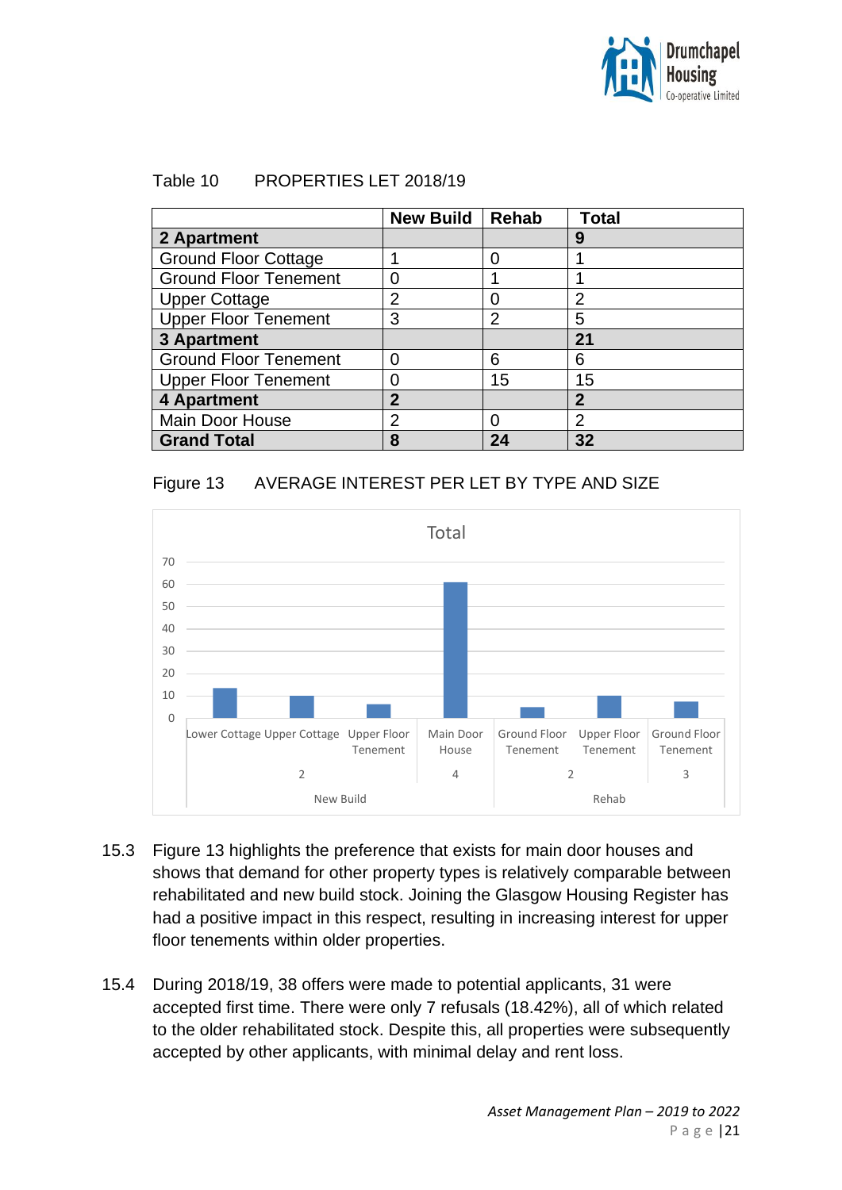Table 10 PROPERTIES LET 2018/19

| | New Build | Rehab | Total |
|---|---|---|---|
| **2 Apartment** | | | **9** |
| Ground Floor Cottage | 1 | 0 | 1 |
| Ground Floor Tenement | 0 | 1 | 1 |
| Upper Cottage | 2 | 0 | 2 |
| Upper Floor Tenement | 3 | 2 | 5 |
| **3 Apartment** | | | **21** |
| Ground Floor Tenement | 0 | 6 | 6 |
| Upper Floor Tenement | 0 | 15 | 15 |
| **4 Apartment** | **2** | | **2** |
| Main Door House | 2 | 0 | 2 |
| **Grand Total** | **8** | **24** | **32** |

Figure 13 AVERAGE INTEREST PER LET BY TYPE AND SIZE

Total

70
60
50
40
30
20
10
0

Lower Cottage, Upper Cottage, Upper Floor Tenement — 2 — New Build
Main Door House — 4
Ground Floor Tenement, Upper Floor Tenement — 2 — Rehab
Ground Floor Tenement — 3

15.3 Figure 13 highlights the preference that exists for main door houses and shows that demand for other property types is relatively comparable between rehabilitated and new build stock. Joining the Glasgow Housing Register has had a positive impact in this respect, resulting in increasing interest for upper floor tenements within older properties.

15.4 During 2018/19, 38 offers were made to potential applicants, 31 were accepted first time. There were only 7 refusals (18.42%), all of which related to the older rehabilitated stock. Despite this, all properties were subsequently accepted by other applicants, with minimal delay and rent loss.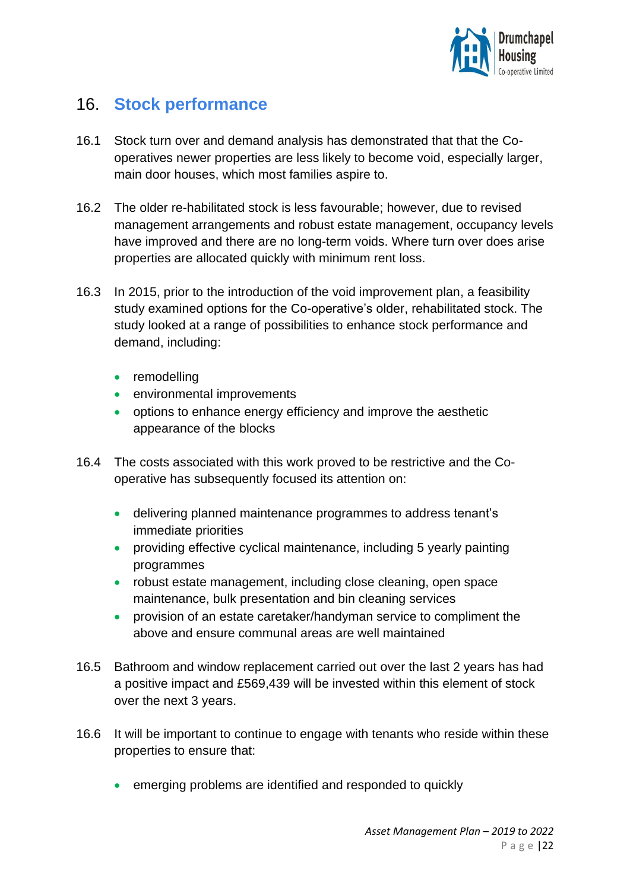## 16. Stock performance

16.1 Stock turn over and demand analysis has demonstrated that that the Co-operatives newer properties are less likely to become void, especially larger, main door houses, which most families aspire to.

16.2 The older re-habilitated stock is less favourable; however, due to revised management arrangements and robust estate management, occupancy levels have improved and there are no long-term voids. Where turn over does arise properties are allocated quickly with minimum rent loss.

16.3 In 2015, prior to the introduction of the void improvement plan, a feasibility study examined options for the Co-operative's older, rehabilitated stock. The study looked at a range of possibilities to enhance stock performance and demand, including:

- remodelling
- environmental improvements
- options to enhance energy efficiency and improve the aesthetic appearance of the blocks

16.4 The costs associated with this work proved to be restrictive and the Co-operative has subsequently focused its attention on:

- delivering planned maintenance programmes to address tenant's immediate priorities
- providing effective cyclical maintenance, including 5 yearly painting programmes
- robust estate management, including close cleaning, open space maintenance, bulk presentation and bin cleaning services
- provision of an estate caretaker/handyman service to compliment the above and ensure communal areas are well maintained

16.5 Bathroom and window replacement carried out over the last 2 years has had a positive impact and £569,439 will be invested within this element of stock over the next 3 years.

16.6 It will be important to continue to engage with tenants who reside within these properties to ensure that:

- emerging problems are identified and responded to quickly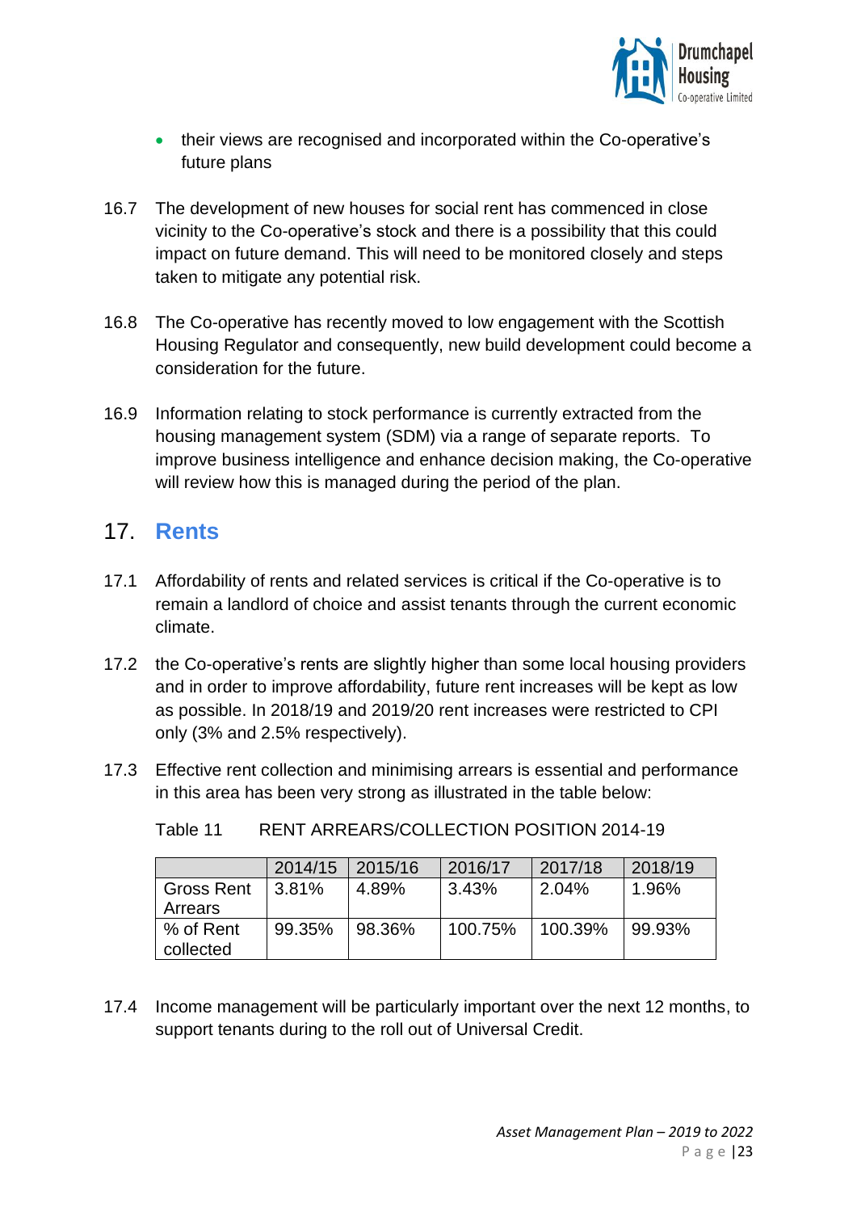- their views are recognised and incorporated within the Co-operative's future plans

16.7 The development of new houses for social rent has commenced in close vicinity to the Co-operative's stock and there is a possibility that this could impact on future demand. This will need to be monitored closely and steps taken to mitigate any potential risk.

16.8 The Co-operative has recently moved to low engagement with the Scottish Housing Regulator and consequently, new build development could become a consideration for the future.

16.9 Information relating to stock performance is currently extracted from the housing management system (SDM) via a range of separate reports. To improve business intelligence and enhance decision making, the Co-operative will review how this is managed during the period of the plan.

## 17. Rents

17.1 Affordability of rents and related services is critical if the Co-operative is to remain a landlord of choice and assist tenants through the current economic climate.

17.2 the Co-operative's rents are slightly higher than some local housing providers and in order to improve affordability, future rent increases will be kept as low as possible. In 2018/19 and 2019/20 rent increases were restricted to CPI only (3% and 2.5% respectively).

17.3 Effective rent collection and minimising arrears is essential and performance in this area has been very strong as illustrated in the table below:

Table 11 RENT ARREARS/COLLECTION POSITION 2014-19

| | 2014/15 | 2015/16 | 2016/17 | 2017/18 | 2018/19 |
|---|---|---|---|---|---|
| Gross Rent Arrears | 3.81% | 4.89% | 3.43% | 2.04% | 1.96% |
| % of Rent collected | 99.35% | 98.36% | 100.75% | 100.39% | 99.93% |

17.4 Income management will be particularly important over the next 12 months, to support tenants during to the roll out of Universal Credit.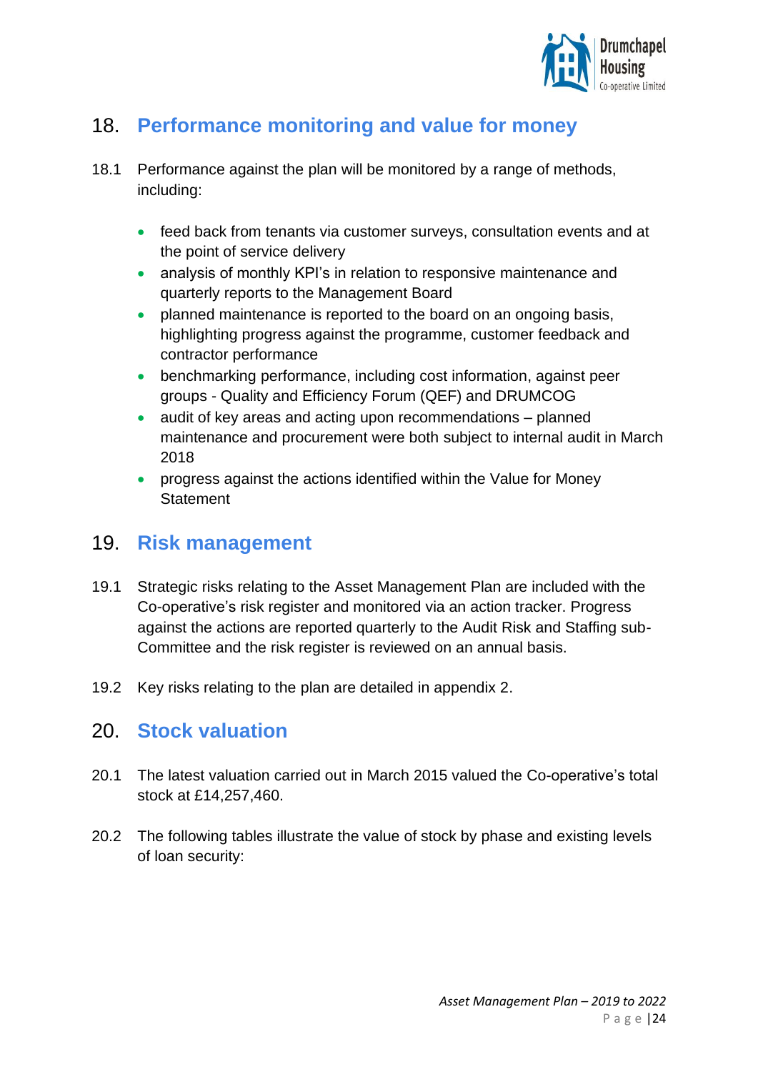## 18. Performance monitoring and value for money

18.1 Performance against the plan will be monitored by a range of methods, including:

- feed back from tenants via customer surveys, consultation events and at the point of service delivery
- analysis of monthly KPI's in relation to responsive maintenance and quarterly reports to the Management Board
- planned maintenance is reported to the board on an ongoing basis, highlighting progress against the programme, customer feedback and contractor performance
- benchmarking performance, including cost information, against peer groups - Quality and Efficiency Forum (QEF) and DRUMCOG
- audit of key areas and acting upon recommendations – planned maintenance and procurement were both subject to internal audit in March 2018
- progress against the actions identified within the Value for Money Statement

## 19. Risk management

19.1 Strategic risks relating to the Asset Management Plan are included with the Co-operative's risk register and monitored via an action tracker. Progress against the actions are reported quarterly to the Audit Risk and Staffing sub-Committee and the risk register is reviewed on an annual basis.

19.2 Key risks relating to the plan are detailed in appendix 2.

## 20. Stock valuation

20.1 The latest valuation carried out in March 2015 valued the Co-operative's total stock at £14,257,460.

20.2 The following tables illustrate the value of stock by phase and existing levels of loan security: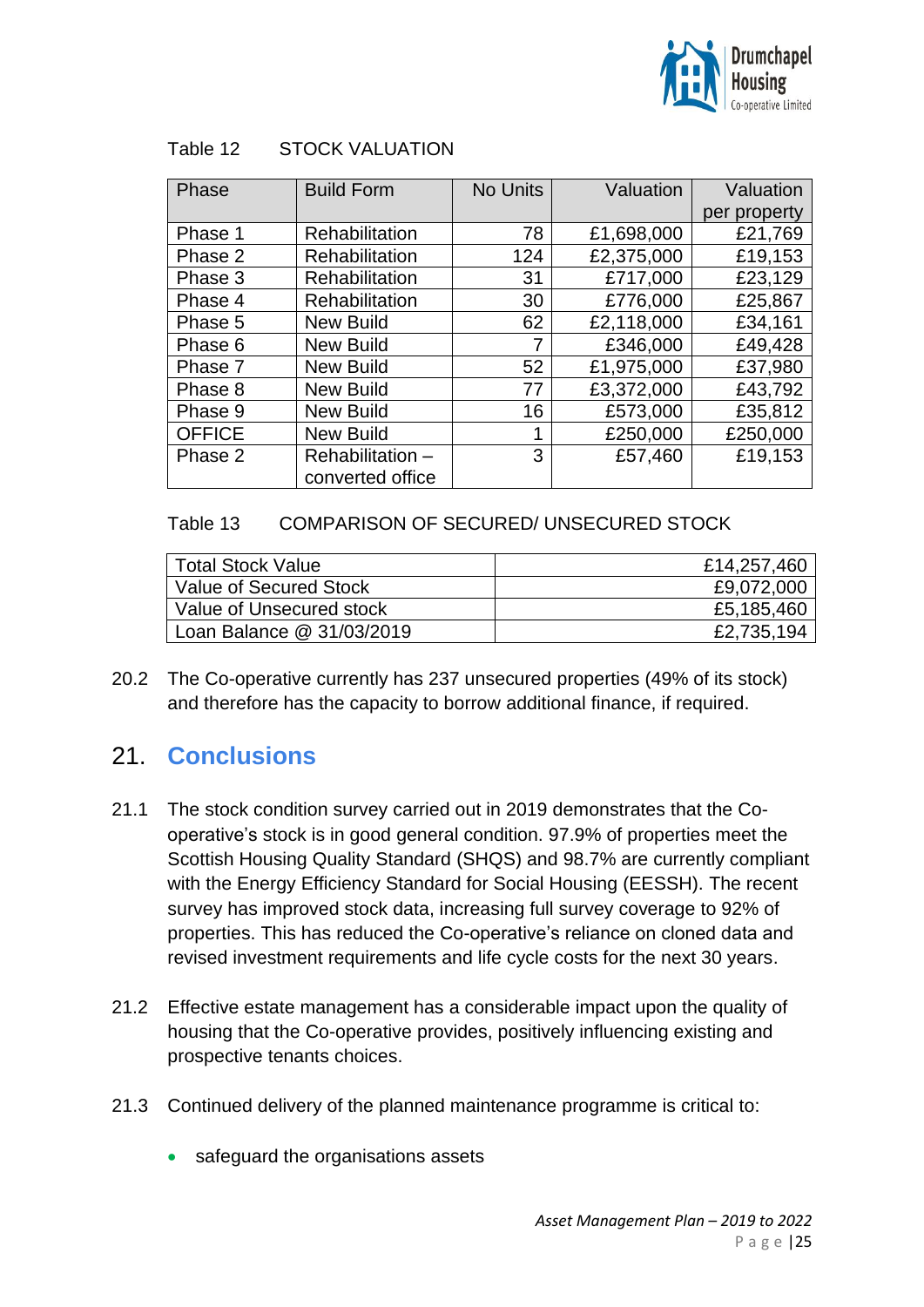Table 12 STOCK VALUATION

| Phase | Build Form | No Units | Valuation | Valuation per property |
|---|---|---|---|---|
| Phase 1 | Rehabilitation | 78 | £1,698,000 | £21,769 |
| Phase 2 | Rehabilitation | 124 | £2,375,000 | £19,153 |
| Phase 3 | Rehabilitation | 31 | £717,000 | £23,129 |
| Phase 4 | Rehabilitation | 30 | £776,000 | £25,867 |
| Phase 5 | New Build | 62 | £2,118,000 | £34,161 |
| Phase 6 | New Build | 7 | £346,000 | £49,428 |
| Phase 7 | New Build | 52 | £1,975,000 | £37,980 |
| Phase 8 | New Build | 77 | £3,372,000 | £43,792 |
| Phase 9 | New Build | 16 | £573,000 | £35,812 |
| OFFICE | New Build | 1 | £250,000 | £250,000 |
| Phase 2 | Rehabilitation – converted office | 3 | £57,460 | £19,153 |

Table 13 COMPARISON OF SECURED/ UNSECURED STOCK

| | |
|---|---|
| Total Stock Value | £14,257,460 |
| Value of Secured Stock | £9,072,000 |
| Value of Unsecured stock | £5,185,460 |
| Loan Balance @ 31/03/2019 | £2,735,194 |

20.2 The Co-operative currently has 237 unsecured properties (49% of its stock) and therefore has the capacity to borrow additional finance, if required.

## 21. Conclusions

21.1 The stock condition survey carried out in 2019 demonstrates that the Co-operative's stock is in good general condition. 97.9% of properties meet the Scottish Housing Quality Standard (SHQS) and 98.7% are currently compliant with the Energy Efficiency Standard for Social Housing (EESSH). The recent survey has improved stock data, increasing full survey coverage to 92% of properties. This has reduced the Co-operative's reliance on cloned data and revised investment requirements and life cycle costs for the next 30 years.

21.2 Effective estate management has a considerable impact upon the quality of housing that the Co-operative provides, positively influencing existing and prospective tenants choices.

21.3 Continued delivery of the planned maintenance programme is critical to:

- safeguard the organisations assets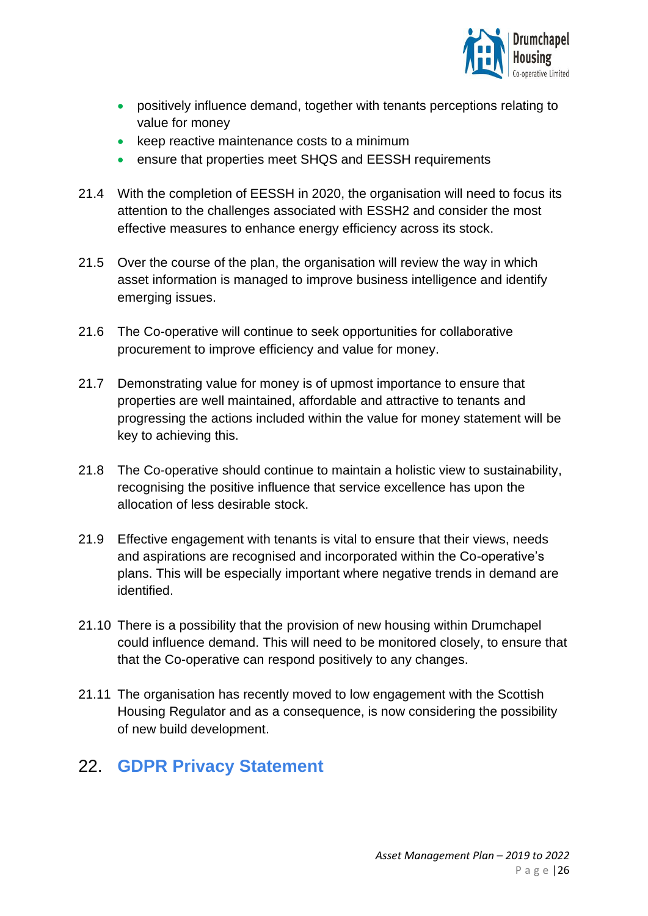- positively influence demand, together with tenants perceptions relating to value for money
- keep reactive maintenance costs to a minimum
- ensure that properties meet SHQS and EESSH requirements

21.4 With the completion of EESSH in 2020, the organisation will need to focus its attention to the challenges associated with ESSH2 and consider the most effective measures to enhance energy efficiency across its stock.

21.5 Over the course of the plan, the organisation will review the way in which asset information is managed to improve business intelligence and identify emerging issues.

21.6 The Co-operative will continue to seek opportunities for collaborative procurement to improve efficiency and value for money.

21.7 Demonstrating value for money is of upmost importance to ensure that properties are well maintained, affordable and attractive to tenants and progressing the actions included within the value for money statement will be key to achieving this.

21.8 The Co-operative should continue to maintain a holistic view to sustainability, recognising the positive influence that service excellence has upon the allocation of less desirable stock.

21.9 Effective engagement with tenants is vital to ensure that their views, needs and aspirations are recognised and incorporated within the Co-operative's plans. This will be especially important where negative trends in demand are identified.

21.10 There is a possibility that the provision of new housing within Drumchapel could influence demand. This will need to be monitored closely, to ensure that that the Co-operative can respond positively to any changes.

21.11 The organisation has recently moved to low engagement with the Scottish Housing Regulator and as a consequence, is now considering the possibility of new build development.

## 22. GDPR Privacy Statement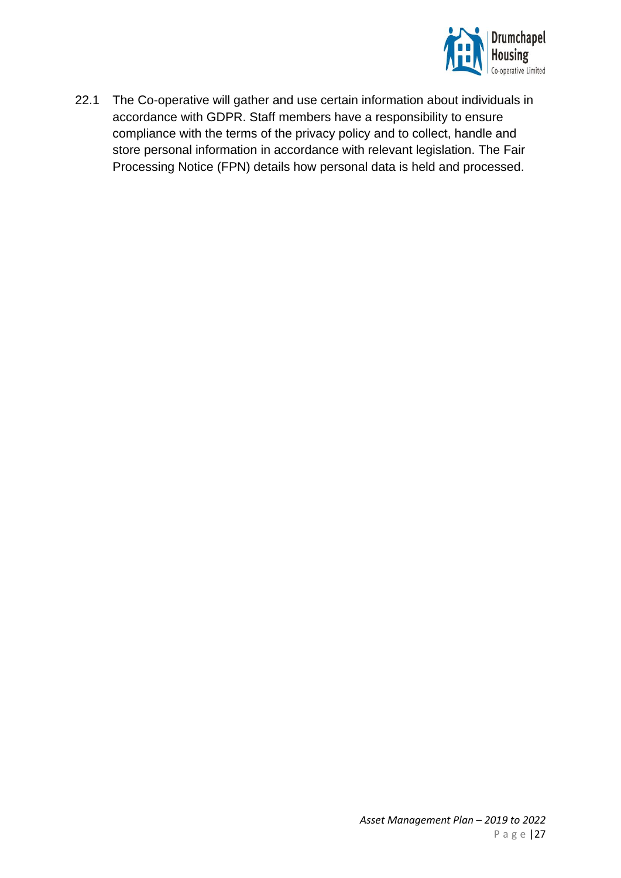22.1 The Co-operative will gather and use certain information about individuals in accordance with GDPR. Staff members have a responsibility to ensure compliance with the terms of the privacy policy and to collect, handle and store personal information in accordance with relevant legislation. The Fair Processing Notice (FPN) details how personal data is held and processed.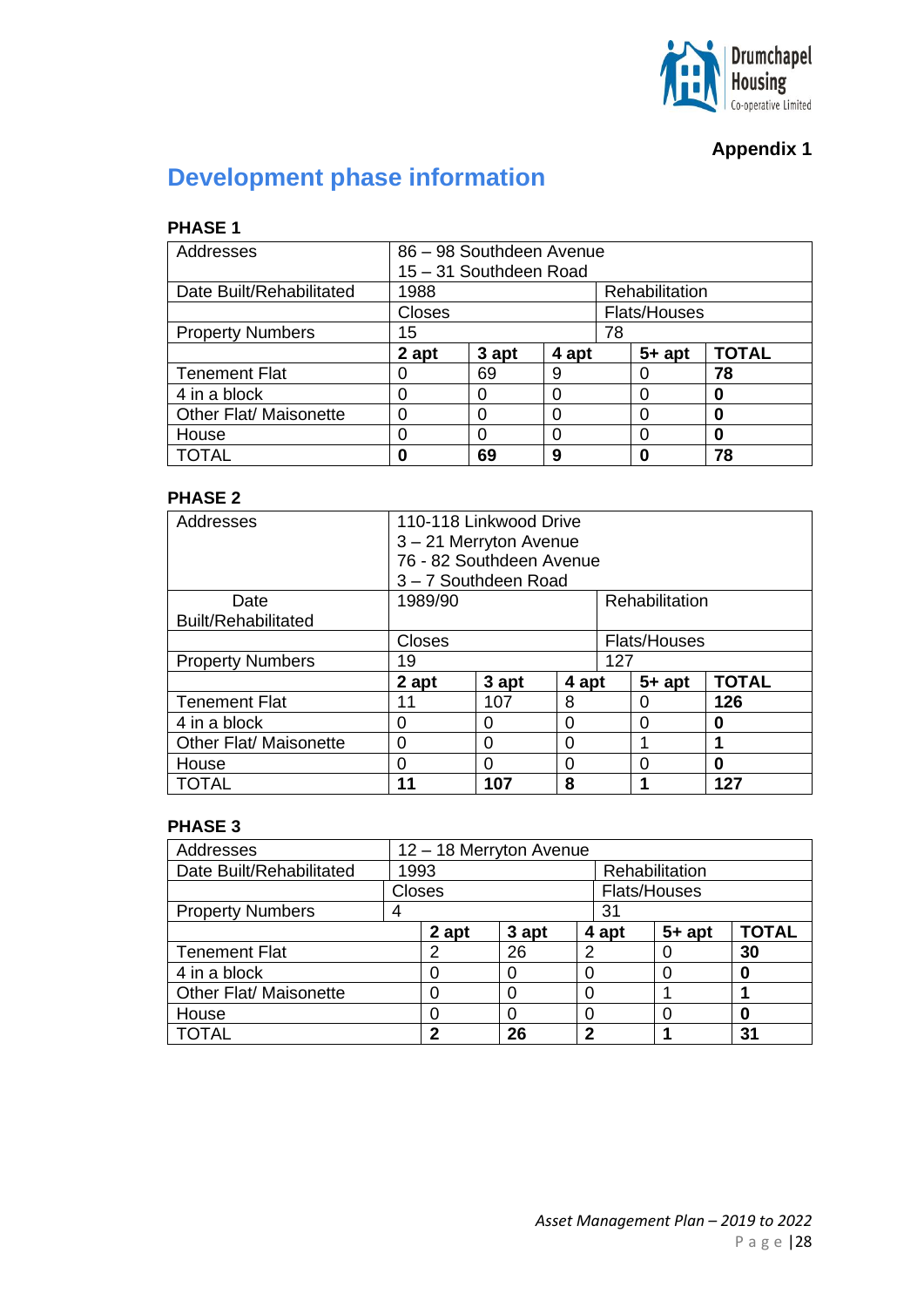**Appendix 1**

# Development phase information

### PHASE 1

| | | | | | |
|---|---|---|---|---|---|
| Addresses | 86 – 98 Southdeen Avenue<br>15 – 31 Southdeen Road | | | | |
| Date Built/Rehabilitated | 1988 | | | Rehabilitation | |
| | Closes | | | Flats/Houses | |
| Property Numbers | 15 | | | 78 | |
| | **2 apt** | **3 apt** | **4 apt** | **5+ apt** | **TOTAL** |
| Tenement Flat | 0 | 69 | 9 | 0 | **78** |
| 4 in a block | 0 | 0 | 0 | 0 | **0** |
| Other Flat/ Maisonette | 0 | 0 | 0 | 0 | **0** |
| House | 0 | 0 | 0 | 0 | **0** |
| TOTAL | **0** | **69** | **9** | **0** | **78** |

### PHASE 2

| | | | | | |
|---|---|---|---|---|---|
| Addresses | 110-118 Linkwood Drive<br>3 – 21 Merryton Avenue<br>76 - 82 Southdeen Avenue<br>3 – 7 Southdeen Road | | | | |
| Date Built/Rehabilitated | 1989/90 | | | Rehabilitation | |
| | Closes | | | Flats/Houses | |
| Property Numbers | 19 | | | 127 | |
| | **2 apt** | **3 apt** | **4 apt** | **5+ apt** | **TOTAL** |
| Tenement Flat | 11 | 107 | 8 | 0 | **126** |
| 4 in a block | 0 | 0 | 0 | 0 | **0** |
| Other Flat/ Maisonette | 0 | 0 | 0 | 1 | **1** |
| House | 0 | 0 | 0 | 0 | **0** |
| TOTAL | **11** | **107** | **8** | **1** | **127** |

### PHASE 3

| | | | | | |
|---|---|---|---|---|---|
| Addresses | 12 – 18 Merryton Avenue | | | | |
| Date Built/Rehabilitated | 1993 | | | Rehabilitation | |
| | Closes | | | Flats/Houses | |
| Property Numbers | 4 | | | 31 | |
| | **2 apt** | **3 apt** | **4 apt** | **5+ apt** | **TOTAL** |
| Tenement Flat | 2 | 26 | 2 | 0 | **30** |
| 4 in a block | 0 | 0 | 0 | 0 | **0** |
| Other Flat/ Maisonette | 0 | 0 | 0 | 1 | **1** |
| House | 0 | 0 | 0 | 0 | **0** |
| TOTAL | **2** | **26** | **2** | **1** | **31** |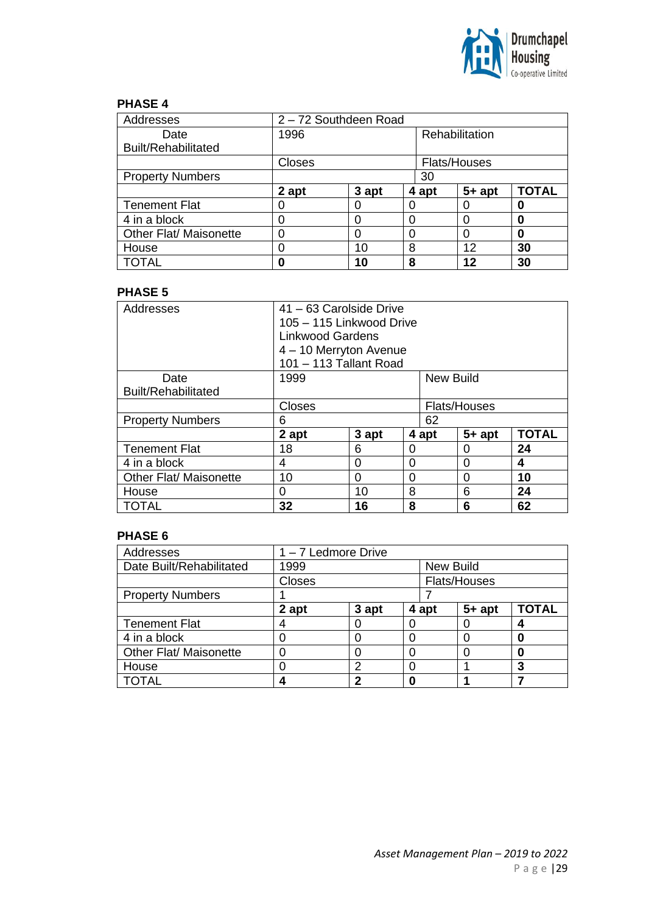### PHASE 4

| | | | | | |
|---|---|---|---|---|---|
| Addresses | 2 – 72 Southdeen Road | | | | |
| Date Built/Rehabilitated | 1996 | | Rehabilitation | | |
| | Closes | | Flats/Houses | | |
| Property Numbers | | | 30 | | |
| | **2 apt** | **3 apt** | **4 apt** | **5+ apt** | **TOTAL** |
| Tenement Flat | 0 | 0 | 0 | 0 | **0** |
| 4 in a block | 0 | 0 | 0 | 0 | **0** |
| Other Flat/ Maisonette | 0 | 0 | 0 | 0 | **0** |
| House | 0 | 10 | 8 | 12 | **30** |
| TOTAL | **0** | **10** | **8** | **12** | **30** |

### PHASE 5

| | | | | | |
|---|---|---|---|---|---|
| Addresses | 41 – 63 Carolside Drive<br>105 – 115 Linkwood Drive<br>Linkwood Gardens<br>4 – 10 Merryton Avenue<br>101 – 113 Tallant Road | | | | |
| Date Built/Rehabilitated | 1999 | | New Build | | |
| | Closes | | Flats/Houses | | |
| Property Numbers | 6 | | 62 | | |
| | **2 apt** | **3 apt** | **4 apt** | **5+ apt** | **TOTAL** |
| Tenement Flat | 18 | 6 | 0 | 0 | **24** |
| 4 in a block | 4 | 0 | 0 | 0 | **4** |
| Other Flat/ Maisonette | 10 | 0 | 0 | 0 | **10** |
| House | 0 | 10 | 8 | 6 | **24** |
| TOTAL | **32** | **16** | **8** | **6** | **62** |

### PHASE 6

| | | | | | |
|---|---|---|---|---|---|
| Addresses | 1 – 7 Ledmore Drive | | | | |
| Date Built/Rehabilitated | 1999 | | New Build | | |
| | Closes | | Flats/Houses | | |
| Property Numbers | 1 | | 7 | | |
| | **2 apt** | **3 apt** | **4 apt** | **5+ apt** | **TOTAL** |
| Tenement Flat | 4 | 0 | 0 | 0 | **4** |
| 4 in a block | 0 | 0 | 0 | 0 | **0** |
| Other Flat/ Maisonette | 0 | 0 | 0 | 0 | **0** |
| House | 0 | 2 | 0 | 1 | **3** |
| TOTAL | **4** | **2** | **0** | **1** | **7** |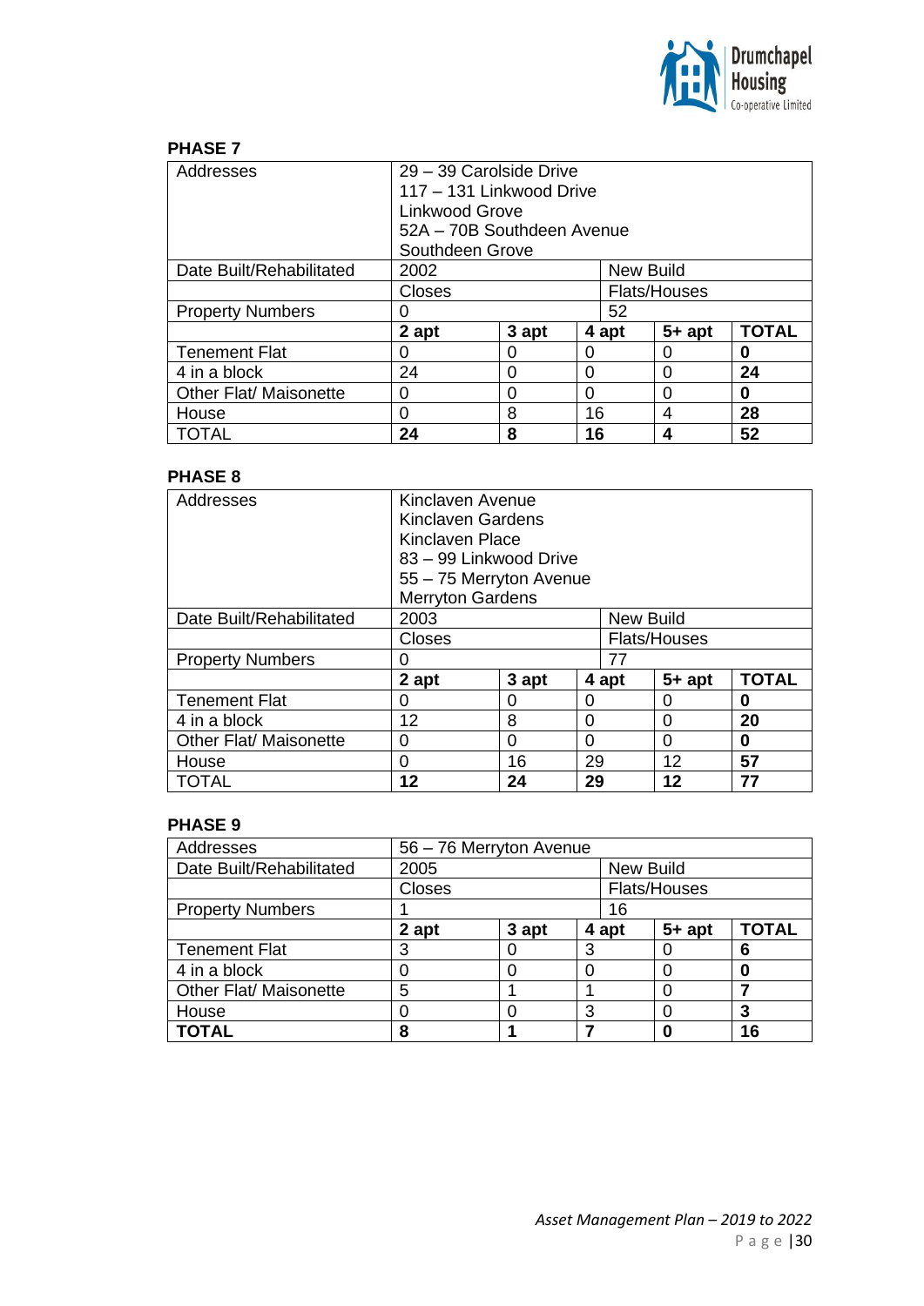### PHASE 7

| | | | | | |
|---|---|---|---|---|---|
| Addresses | 29 – 39 Carolside Drive<br>117 – 131 Linkwood Drive<br>Linkwood Grove<br>52A – 70B Southdeen Avenue<br>Southdeen Grove | | | | |
| Date Built/Rehabilitated | 2002 | | New Build | | |
| | Closes | | Flats/Houses | | |
| Property Numbers | 0 | | 52 | | |
| | **2 apt** | **3 apt** | **4 apt** | **5+ apt** | **TOTAL** |
| Tenement Flat | 0 | 0 | 0 | 0 | **0** |
| 4 in a block | 24 | 0 | 0 | 0 | **24** |
| Other Flat/ Maisonette | 0 | 0 | 0 | 0 | **0** |
| House | 0 | 8 | 16 | 4 | **28** |
| TOTAL | **24** | **8** | **16** | **4** | **52** |

### PHASE 8

| | | | | | |
|---|---|---|---|---|---|
| Addresses | Kinclaven Avenue<br>Kinclaven Gardens<br>Kinclaven Place<br>83 – 99 Linkwood Drive<br>55 – 75 Merryton Avenue<br>Merryton Gardens | | | | |
| Date Built/Rehabilitated | 2003 | | New Build | | |
| | Closes | | Flats/Houses | | |
| Property Numbers | 0 | | 77 | | |
| | **2 apt** | **3 apt** | **4 apt** | **5+ apt** | **TOTAL** |
| Tenement Flat | 0 | 0 | 0 | 0 | **0** |
| 4 in a block | 12 | 8 | 0 | 0 | **20** |
| Other Flat/ Maisonette | 0 | 0 | 0 | 0 | **0** |
| House | 0 | 16 | 29 | 12 | **57** |
| TOTAL | **12** | **24** | **29** | **12** | **77** |

### PHASE 9

| | | | | | |
|---|---|---|---|---|---|
| Addresses | 56 – 76 Merryton Avenue | | | | |
| Date Built/Rehabilitated | 2005 | | New Build | | |
| | Closes | | Flats/Houses | | |
| Property Numbers | 1 | | 16 | | |
| | **2 apt** | **3 apt** | **4 apt** | **5+ apt** | **TOTAL** |
| Tenement Flat | 3 | 0 | 3 | 0 | **6** |
| 4 in a block | 0 | 0 | 0 | 0 | **0** |
| Other Flat/ Maisonette | 5 | 1 | 1 | 0 | **7** |
| House | 0 | 0 | 3 | 0 | **3** |
| **TOTAL** | **8** | **1** | **7** | **0** | **16** |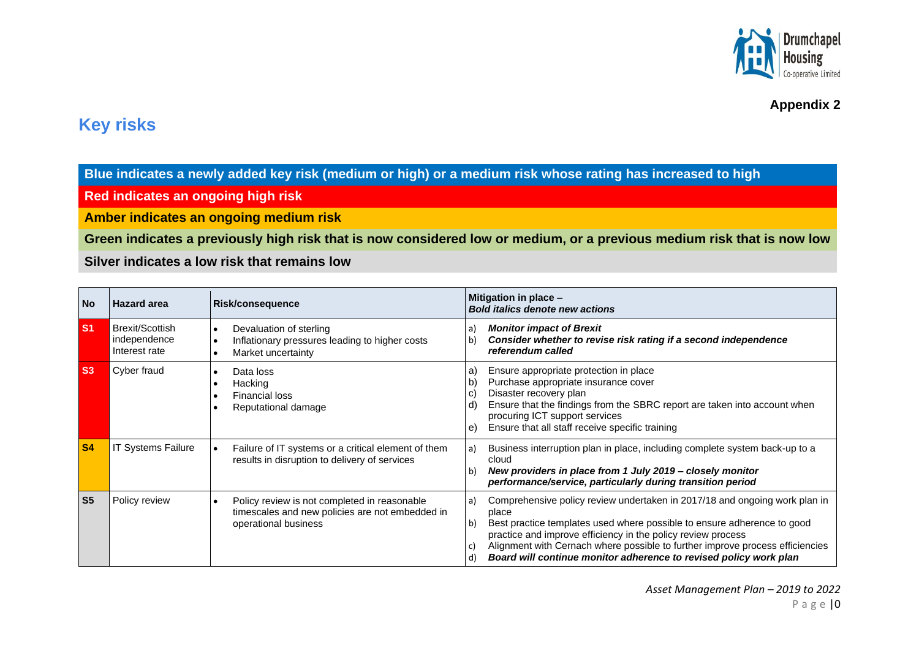**Appendix 2**

## Key risks

**Blue indicates a newly added key risk (medium or high) or a medium risk whose rating has increased to high**

**Red indicates an ongoing high risk**

**Amber indicates an ongoing medium risk**

**Green indicates a previously high risk that is now considered low or medium, or a previous medium risk that is now low**

**Silver indicates a low risk that remains low**

| No | Hazard area | Risk/consequence | Mitigation in place – *Bold italics denote new actions* |
|---|---|---|---|
| S1 | Brexit/Scottish independence<br>Interest rate | • Devaluation of sterling<br>• Inflationary pressures leading to higher costs<br>• Market uncertainty | a) ***Monitor impact of Brexit***<br>b) ***Consider whether to revise risk rating if a second independence referendum called*** |
| S3 | Cyber fraud | • Data loss<br>• Hacking<br>• Financial loss<br>• Reputational damage | a) Ensure appropriate protection in place<br>b) Purchase appropriate insurance cover<br>c) Disaster recovery plan<br>d) Ensure that the findings from the SBRC report are taken into account when procuring ICT support services<br>e) Ensure that all staff receive specific training |
| S4 | IT Systems Failure | • Failure of IT systems or a critical element of them results in disruption to delivery of services | a) Business interruption plan in place, including complete system back-up to a cloud<br>b) ***New providers in place from 1 July 2019 – closely monitor performance/service, particularly during transition period*** |
| S5 | Policy review | • Policy review is not completed in reasonable timescales and new policies are not embedded in operational business | a) Comprehensive policy review undertaken in 2017/18 and ongoing work plan in place<br>b) Best practice templates used where possible to ensure adherence to good practice and improve efficiency in the policy review process<br>c) Alignment with Cernach where possible to further improve process efficiencies<br>d) ***Board will continue monitor adherence to revised policy work plan*** |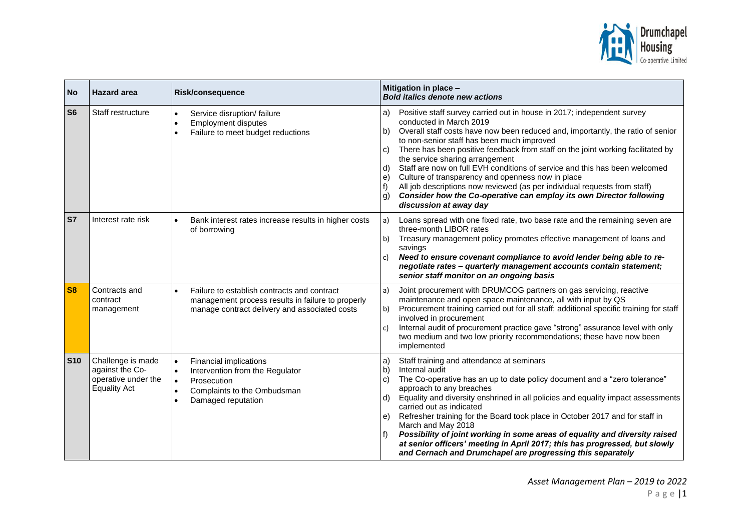| No | Hazard area | Risk/consequence | Mitigation in place – ***Bold italics denote new actions*** |
|---|---|---|---|
| S6 | Staff restructure | • Service disruption/ failure<br>• Employment disputes<br>• Failure to meet budget reductions | a) Positive staff survey carried out in house in 2017; independent survey conducted in March 2019<br>b) Overall staff costs have now been reduced and, importantly, the ratio of senior to non-senior staff has been much improved<br>c) There has been positive feedback from staff on the joint working facilitated by the service sharing arrangement<br>d) Staff are now on full EVH conditions of service and this has been welcomed<br>e) Culture of transparency and openness now in place<br>f) All job descriptions now reviewed (as per individual requests from staff)<br>g) ***Consider how the Co-operative can employ its own Director following discussion at away day*** |
| S7 | Interest rate risk | • Bank interest rates increase results in higher costs of borrowing | a) Loans spread with one fixed rate, two base rate and the remaining seven are three-month LIBOR rates<br>b) Treasury management policy promotes effective management of loans and savings<br>c) ***Need to ensure covenant compliance to avoid lender being able to re-negotiate rates – quarterly management accounts contain statement; senior staff monitor on an ongoing basis*** |
| S8 | Contracts and contract management | • Failure to establish contracts and contract management process results in failure to properly manage contract delivery and associated costs | a) Joint procurement with DRUMCOG partners on gas servicing, reactive maintenance and open space maintenance, all with input by QS<br>b) Procurement training carried out for all staff; additional specific training for staff involved in procurement<br>c) Internal audit of procurement practice gave "strong" assurance level with only two medium and two low priority recommendations; these have now been implemented |
| S10 | Challenge is made against the Co-operative under the Equality Act | • Financial implications<br>• Intervention from the Regulator<br>• Prosecution<br>• Complaints to the Ombudsman<br>• Damaged reputation | a) Staff training and attendance at seminars<br>b) Internal audit<br>c) The Co-operative has an up to date policy document and a "zero tolerance" approach to any breaches<br>d) Equality and diversity enshrined in all policies and equality impact assessments carried out as indicated<br>e) Refresher training for the Board took place in October 2017 and for staff in March and May 2018<br>f) ***Possibility of joint working in some areas of equality and diversity raised at senior officers' meeting in April 2017; this has progressed, but slowly and Cernach and Drumchapel are progressing this separately*** |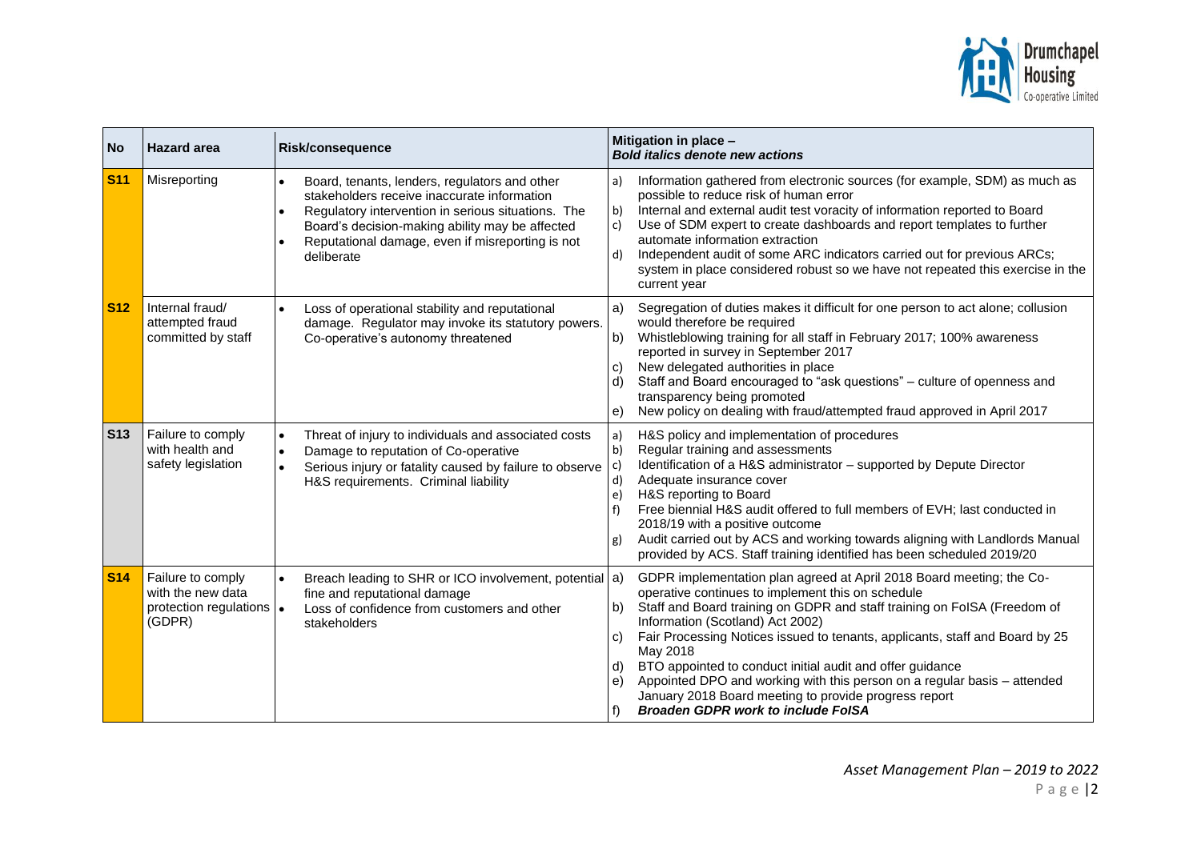| No | Hazard area | Risk/consequence | Mitigation in place – ***Bold italics denote new actions*** |
|---|---|---|---|
| S11 | Misreporting | • Board, tenants, lenders, regulators and other stakeholders receive inaccurate information<br>• Regulatory intervention in serious situations. The Board's decision-making ability may be affected<br>• Reputational damage, even if misreporting is not deliberate | a) Information gathered from electronic sources (for example, SDM) as much as possible to reduce risk of human error<br>b) Internal and external audit test voracity of information reported to Board<br>c) Use of SDM expert to create dashboards and report templates to further automate information extraction<br>d) Independent audit of some ARC indicators carried out for previous ARCs; system in place considered robust so we have not repeated this exercise in the current year |
| S12 | Internal fraud/ attempted fraud committed by staff | • Loss of operational stability and reputational damage. Regulator may invoke its statutory powers. Co-operative's autonomy threatened | a) Segregation of duties makes it difficult for one person to act alone; collusion would therefore be required<br>b) Whistleblowing training for all staff in February 2017; 100% awareness reported in survey in September 2017<br>c) New delegated authorities in place<br>d) Staff and Board encouraged to "ask questions" – culture of openness and transparency being promoted<br>e) New policy on dealing with fraud/attempted fraud approved in April 2017 |
| S13 | Failure to comply with health and safety legislation | • Threat of injury to individuals and associated costs<br>• Damage to reputation of Co-operative<br>• Serious injury or fatality caused by failure to observe H&S requirements. Criminal liability | a) H&S policy and implementation of procedures<br>b) Regular training and assessments<br>c) Identification of a H&S administrator – supported by Depute Director<br>d) Adequate insurance cover<br>e) H&S reporting to Board<br>f) Free biennial H&S audit offered to full members of EVH; last conducted in 2018/19 with a positive outcome<br>g) Audit carried out by ACS and working towards aligning with Landlords Manual provided by ACS. Staff training identified has been scheduled 2019/20 |
| S14 | Failure to comply with the new data protection regulations (GDPR) | • Breach leading to SHR or ICO involvement, potential fine and reputational damage<br>• Loss of confidence from customers and other stakeholders | a) GDPR implementation plan agreed at April 2018 Board meeting; the Co-operative continues to implement this on schedule<br>b) Staff and Board training on GDPR and staff training on FoISA (Freedom of Information (Scotland) Act 2002)<br>c) Fair Processing Notices issued to tenants, applicants, staff and Board by 25 May 2018<br>d) BTO appointed to conduct initial audit and offer guidance<br>e) Appointed DPO and working with this person on a regular basis – attended January 2018 Board meeting to provide progress report<br>f) ***Broaden GDPR work to include FoISA*** |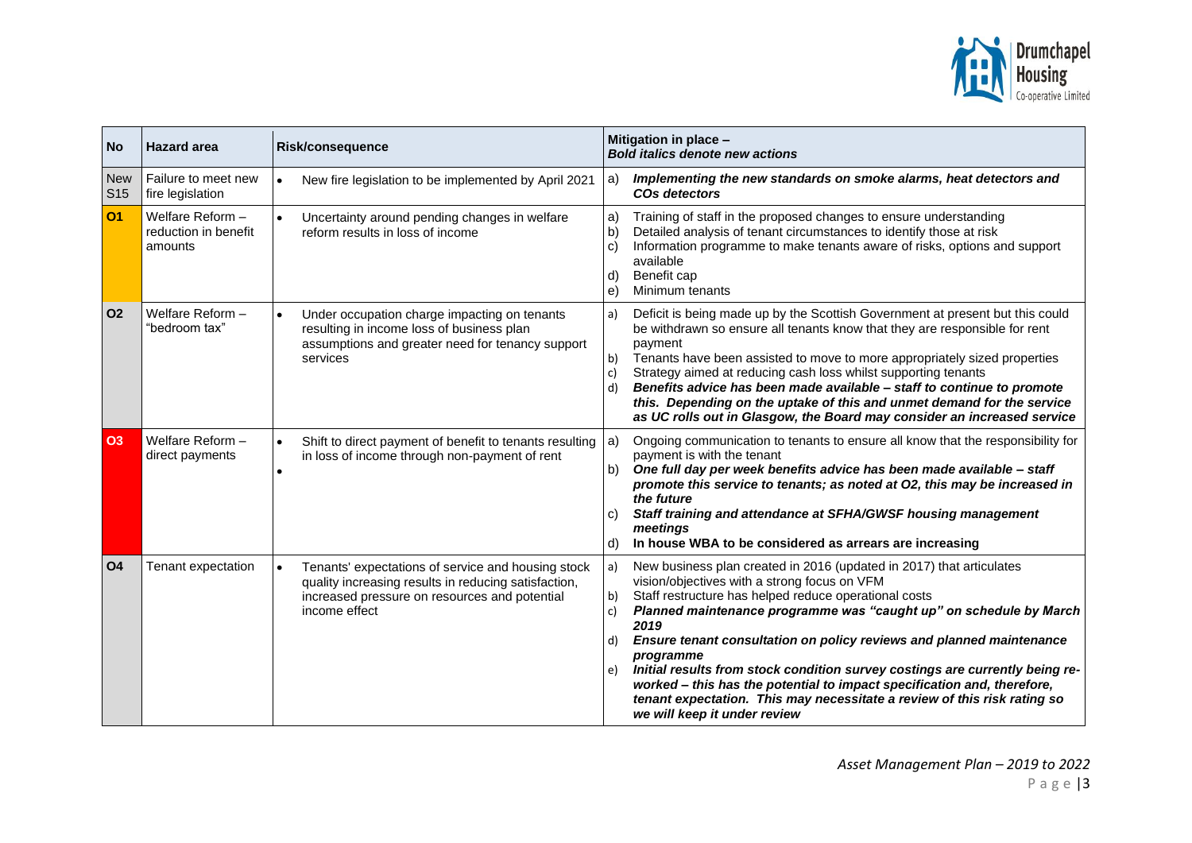| No | Hazard area | Risk/consequence | Mitigation in place – *Bold italics denote new actions* |
|---|---|---|---|
| New S15 | Failure to meet new fire legislation | • New fire legislation to be implemented by April 2021 | a) ***Implementing the new standards on smoke alarms, heat detectors and COs detectors*** |
| O1 | Welfare Reform – reduction in benefit amounts | • Uncertainty around pending changes in welfare reform results in loss of income | a) Training of staff in the proposed changes to ensure understanding<br>b) Detailed analysis of tenant circumstances to identify those at risk<br>c) Information programme to make tenants aware of risks, options and support available<br>d) Benefit cap<br>e) Minimum tenants |
| O2 | Welfare Reform – "bedroom tax" | • Under occupation charge impacting on tenants resulting in income loss of business plan assumptions and greater need for tenancy support services | a) Deficit is being made up by the Scottish Government at present but this could be withdrawn so ensure all tenants know that they are responsible for rent payment<br>b) Tenants have been assisted to move to more appropriately sized properties<br>c) Strategy aimed at reducing cash loss whilst supporting tenants<br>d) ***Benefits advice has been made available – staff to continue to promote this. Depending on the uptake of this and unmet demand for the service as UC rolls out in Glasgow, the Board may consider an increased service*** |
| O3 | Welfare Reform – direct payments | • Shift to direct payment of benefit to tenants resulting in loss of income through non-payment of rent<br>• | a) Ongoing communication to tenants to ensure all know that the responsibility for payment is with the tenant<br>b) ***One full day per week benefits advice has been made available – staff promote this service to tenants; as noted at O2, this may be increased in the future***<br>c) ***Staff training and attendance at SFHA/GWSF housing management meetings***<br>d) **In house WBA to be considered as arrears are increasing** |
| O4 | Tenant expectation | • Tenants' expectations of service and housing stock quality increasing results in reducing satisfaction, increased pressure on resources and potential income effect | a) New business plan created in 2016 (updated in 2017) that articulates vision/objectives with a strong focus on VFM<br>b) Staff restructure has helped reduce operational costs<br>c) ***Planned maintenance programme was "caught up" on schedule by March 2019***<br>d) ***Ensure tenant consultation on policy reviews and planned maintenance programme***<br>e) ***Initial results from stock condition survey costings are currently being re-worked – this has the potential to impact specification and, therefore, tenant expectation. This may necessitate a review of this risk rating so we will keep it under review*** |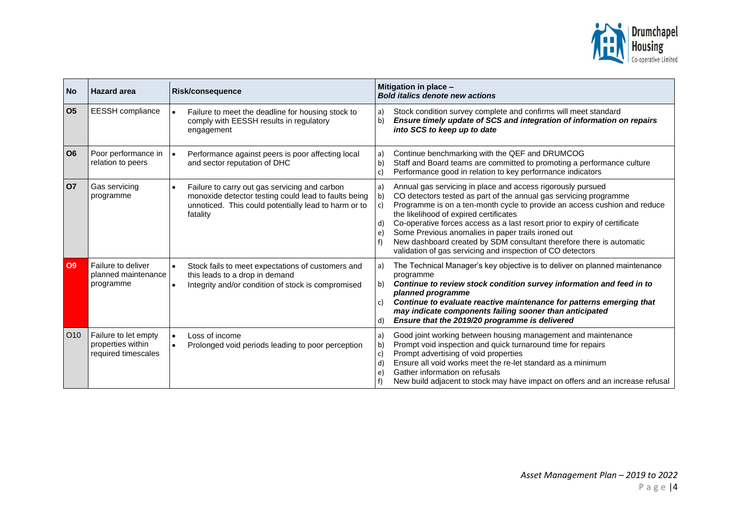| No | Hazard area | Risk/consequence | Mitigation in place – ***Bold italics denote new actions*** |
|---|---|---|---|
| O5 | EESSH compliance | • Failure to meet the deadline for housing stock to comply with EESSH results in regulatory engagement | a) Stock condition survey complete and confirms will meet standard<br>b) ***Ensure timely update of SCS and integration of information on repairs into SCS to keep up to date*** |
| O6 | Poor performance in relation to peers | • Performance against peers is poor affecting local and sector reputation of DHC | a) Continue benchmarking with the QEF and DRUMCOG<br>b) Staff and Board teams are committed to promoting a performance culture<br>c) Performance good in relation to key performance indicators |
| O7 | Gas servicing programme | • Failure to carry out gas servicing and carbon monoxide detector testing could lead to faults being unnoticed. This could potentially lead to harm or to fatality | a) Annual gas servicing in place and access rigorously pursued<br>b) CO detectors tested as part of the annual gas servicing programme<br>c) Programme is on a ten-month cycle to provide an access cushion and reduce the likelihood of expired certificates<br>d) Co-operative forces access as a last resort prior to expiry of certificate<br>e) Some Previous anomalies in paper trails ironed out<br>f) New dashboard created by SDM consultant therefore there is automatic validation of gas servicing and inspection of CO detectors |
| O9 | Failure to deliver planned maintenance programme | • Stock fails to meet expectations of customers and this leads to a drop in demand<br>• Integrity and/or condition of stock is compromised | a) The Technical Manager's key objective is to deliver on planned maintenance programme<br>b) ***Continue to review stock condition survey information and feed in to planned programme***<br>c) ***Continue to evaluate reactive maintenance for patterns emerging that may indicate components failing sooner than anticipated***<br>d) ***Ensure that the 2019/20 programme is delivered*** |
| O10 | Failure to let empty properties within required timescales | • Loss of income<br>• Prolonged void periods leading to poor perception | a) Good joint working between housing management and maintenance<br>b) Prompt void inspection and quick turnaround time for repairs<br>c) Prompt advertising of void properties<br>d) Ensure all void works meet the re-let standard as a minimum<br>e) Gather information on refusals<br>f) New build adjacent to stock may have impact on offers and an increase refusal |